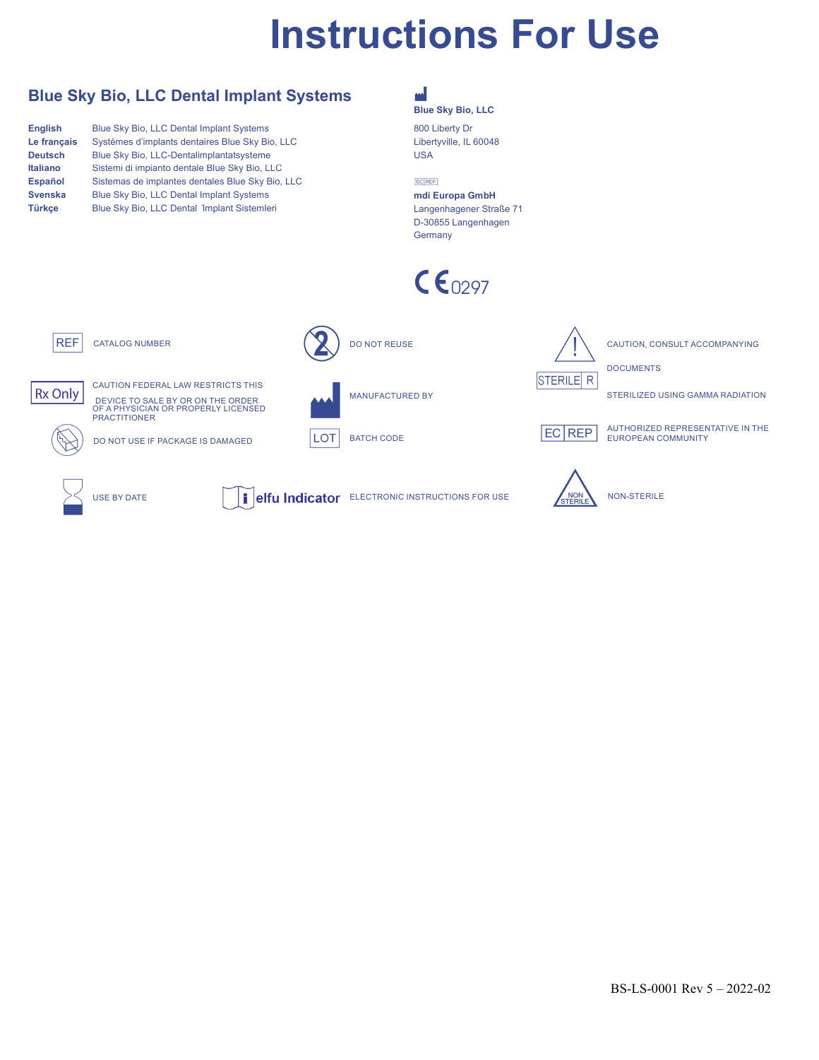# Instructions For Use

## Blue Sky Bio, LLC Dental Implant Systems

| | |
|---|---|
| **English** | Blue Sky Bio, LLC Dental Implant Systems |
| **Le français** | Systèmes d'implants dentaires Blue Sky Bio, LLC |
| **Deutsch** | Blue Sky Bio, LLC-Dentalimplantatsysteme |
| **Italiano** | Sistemi di impianto dentale Blue Sky Bio, LLC |
| **Español** | Sistemas de implantes dentales Blue Sky Bio, LLC |
| **Svenska** | Blue Sky Bio, LLC Dental Implant Systems |
| **Türkçe** | Blue Sky Bio, LLC Dental  Implant Sistemleri |

**Blue Sky Bio, LLC**
800 Liberty Dr
Libertyville, IL 60048
USA

EC REP
**mdi Europa GmbH**
Langenhagener Straße 71
D-30855 Langenhagen
Germany

CE 0297

| Symbol | Meaning |
|---|---|
| REF | CATALOG NUMBER |
| Rx Only | CAUTION FEDERAL LAW RESTRICTS THIS DEVICE TO SALE BY OR ON THE ORDER OF A PHYSICIAN OR PROPERLY LICENSED PRACTITIONER |
| | DO NOT USE IF PACKAGE IS DAMAGED |
| | USE BY DATE |
| | DO NOT REUSE |
| | MANUFACTURED BY |
| LOT | BATCH CODE |
| elfu Indicator | ELECTRONIC INSTRUCTIONS FOR USE |
| | CAUTION, CONSULT ACCOMPANYING DOCUMENTS |
| STERILE R | STERILIZED USING GAMMA RADIATION |
| EC REP | AUTHORIZED REPRESENTATIVE IN THE EUROPEAN COMMUNITY |
| NON STERILE | NON-STERILE |

BS-LS-0001 Rev 5 – 2022-02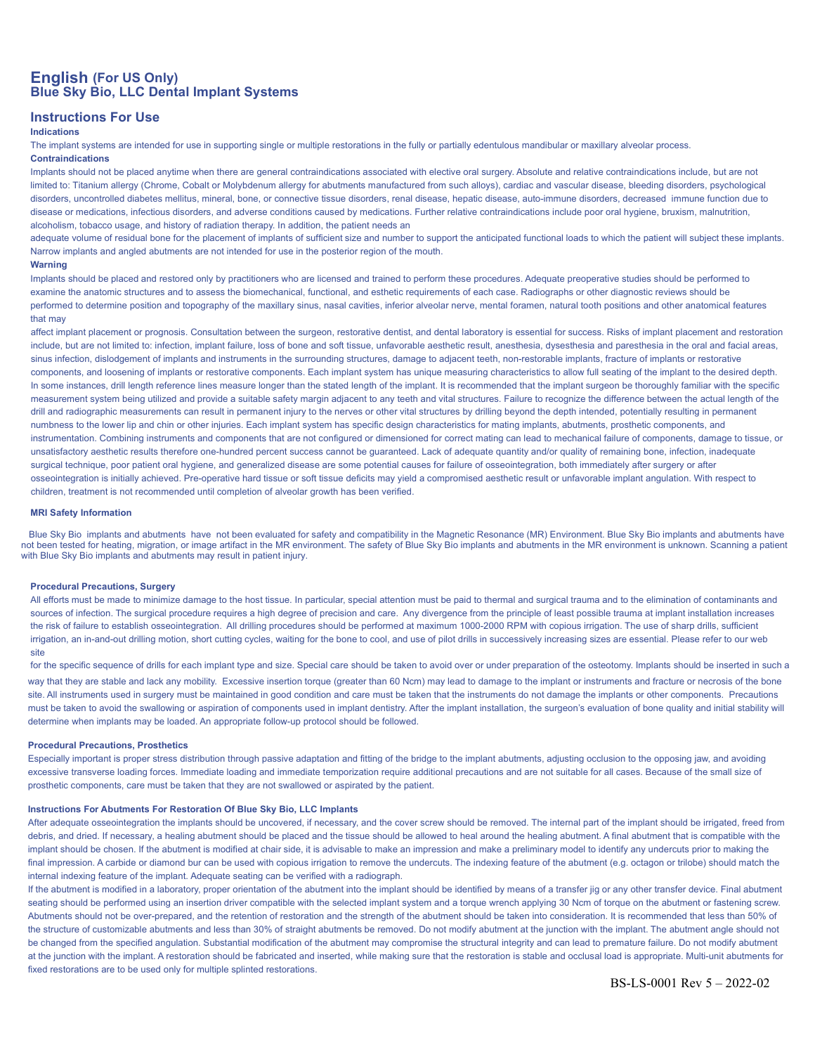# English (For US Only)
# Blue Sky Bio, LLC Dental Implant Systems

## Instructions For Use

### Indications

The implant systems are intended for use in supporting single or multiple restorations in the fully or partially edentulous mandibular or maxillary alveolar process.

### Contraindications

Implants should not be placed anytime when there are general contraindications associated with elective oral surgery. Absolute and relative contraindications include, but are not limited to: Titanium allergy (Chrome, Cobalt or Molybdenum allergy for abutments manufactured from such alloys), cardiac and vascular disease, bleeding disorders, psychological disorders, uncontrolled diabetes mellitus, mineral, bone, or connective tissue disorders, renal disease, hepatic disease, auto-immune disorders, decreased immune function due to disease or medications, infectious disorders, and adverse conditions caused by medications. Further relative contraindications include poor oral hygiene, bruxism, malnutrition, alcoholism, tobacco usage, and history of radiation therapy. In addition, the patient needs an adequate volume of residual bone for the placement of implants of sufficient size and number to support the anticipated functional loads to which the patient will subject these implants. Narrow implants and angled abutments are not intended for use in the posterior region of the mouth.

### Warning

Implants should be placed and restored only by practitioners who are licensed and trained to perform these procedures. Adequate preoperative studies should be performed to examine the anatomic structures and to assess the biomechanical, functional, and esthetic requirements of each case. Radiographs or other diagnostic reviews should be performed to determine position and topography of the maxillary sinus, nasal cavities, inferior alveolar nerve, mental foramen, natural tooth positions and other anatomical features that may affect implant placement or prognosis. Consultation between the surgeon, restorative dentist, and dental laboratory is essential for success. Risks of implant placement and restoration include, but are not limited to: infection, implant failure, loss of bone and soft tissue, unfavorable aesthetic result, anesthesia, dysesthesia and paresthesia in the oral and facial areas, sinus infection, dislodgement of implants and instruments in the surrounding structures, damage to adjacent teeth, non-restorable implants, fracture of implants or restorative components, and loosening of implants or restorative components. Each implant system has unique measuring characteristics to allow full seating of the implant to the desired depth. In some instances, drill length reference lines measure longer than the stated length of the implant. It is recommended that the implant surgeon be thoroughly familiar with the specific measurement system being utilized and provide a suitable safety margin adjacent to any teeth and vital structures. Failure to recognize the difference between the actual length of the drill and radiographic measurements can result in permanent injury to the nerves or other vital structures by drilling beyond the depth intended, potentially resulting in permanent numbness to the lower lip and chin or other injuries. Each implant system has specific design characteristics for mating implants, abutments, prosthetic components, and instrumentation. Combining instruments and components that are not configured or dimensioned for correct mating can lead to mechanical failure of components, damage to tissue, or unsatisfactory aesthetic results therefore one-hundred percent success cannot be guaranteed. Lack of adequate quantity and/or quality of remaining bone, infection, inadequate surgical technique, poor patient oral hygiene, and generalized disease are some potential causes for failure of osseointegration, both immediately after surgery or after osseointegration is initially achieved. Pre-operative hard tissue or soft tissue deficits may yield a compromised aesthetic result or unfavorable implant angulation. With respect to children, treatment is not recommended until completion of alveolar growth has been verified.

### MRI Safety Information

Blue Sky Bio implants and abutments have not been evaluated for safety and compatibility in the Magnetic Resonance (MR) Environment. Blue Sky Bio implants and abutments have not been tested for heating, migration, or image artifact in the MR environment. The safety of Blue Sky Bio implants and abutments in the MR environment is unknown. Scanning a patient with Blue Sky Bio implants and abutments may result in patient injury.

### Procedural Precautions, Surgery

All efforts must be made to minimize damage to the host tissue. In particular, special attention must be paid to thermal and surgical trauma and to the elimination of contaminants and sources of infection. The surgical procedure requires a high degree of precision and care. Any divergence from the principle of least possible trauma at implant installation increases the risk of failure to establish osseointegration. All drilling procedures should be performed at maximum 1000-2000 RPM with copious irrigation. The use of sharp drills, sufficient irrigation, an in-and-out drilling motion, short cutting cycles, waiting for the bone to cool, and use of pilot drills in successively increasing sizes are essential. Please refer to our web site for the specific sequence of drills for each implant type and size. Special care should be taken to avoid over or under preparation of the osteotomy. Implants should be inserted in such a way that they are stable and lack any mobility. Excessive insertion torque (greater than 60 Ncm) may lead to damage to the implant or instruments and fracture or necrosis of the bone site. All instruments used in surgery must be maintained in good condition and care must be taken that the instruments do not damage the implants or other components. Precautions must be taken to avoid the swallowing or aspiration of components used in implant dentistry. After the implant installation, the surgeon's evaluation of bone quality and initial stability will determine when implants may be loaded. An appropriate follow-up protocol should be followed.

### Procedural Precautions, Prosthetics

Especially important is proper stress distribution through passive adaptation and fitting of the bridge to the implant abutments, adjusting occlusion to the opposing jaw, and avoiding excessive transverse loading forces. Immediate loading and immediate temporization require additional precautions and are not suitable for all cases. Because of the small size of prosthetic components, care must be taken that they are not swallowed or aspirated by the patient.

### Instructions For Abutments For Restoration Of Blue Sky Bio, LLC Implants

After adequate osseointegration the implants should be uncovered, if necessary, and the cover screw should be removed. The internal part of the implant should be irrigated, freed from debris, and dried. If necessary, a healing abutment should be placed and the tissue should be allowed to heal around the healing abutment. A final abutment that is compatible with the implant should be chosen. If the abutment is modified at chair side, it is advisable to make an impression and make a preliminary model to identify any undercuts prior to making the final impression. A carbide or diamond bur can be used with copious irrigation to remove the undercuts. The indexing feature of the abutment (e.g. octagon or trilobe) should match the internal indexing feature of the implant. Adequate seating can be verified with a radiograph.

If the abutment is modified in a laboratory, proper orientation of the abutment into the implant should be identified by means of a transfer jig or any other transfer device. Final abutment seating should be performed using an insertion driver compatible with the selected implant system and a torque wrench applying 30 Ncm of torque on the abutment or fastening screw. Abutments should not be over-prepared, and the retention of restoration and the strength of the abutment should be taken into consideration. It is recommended that less than 50% of the structure of customizable abutments and less than 30% of straight abutments be removed. Do not modify abutment at the junction with the implant. The abutment angle should not be changed from the specified angulation. Substantial modification of the abutment may compromise the structural integrity and can lead to premature failure. Do not modify abutment at the junction with the implant. A restoration should be fabricated and inserted, while making sure that the restoration is stable and occlusal load is appropriate. Multi-unit abutments for fixed restorations are to be used only for multiple splinted restorations.

BS-LS-0001 Rev 5 – 2022-02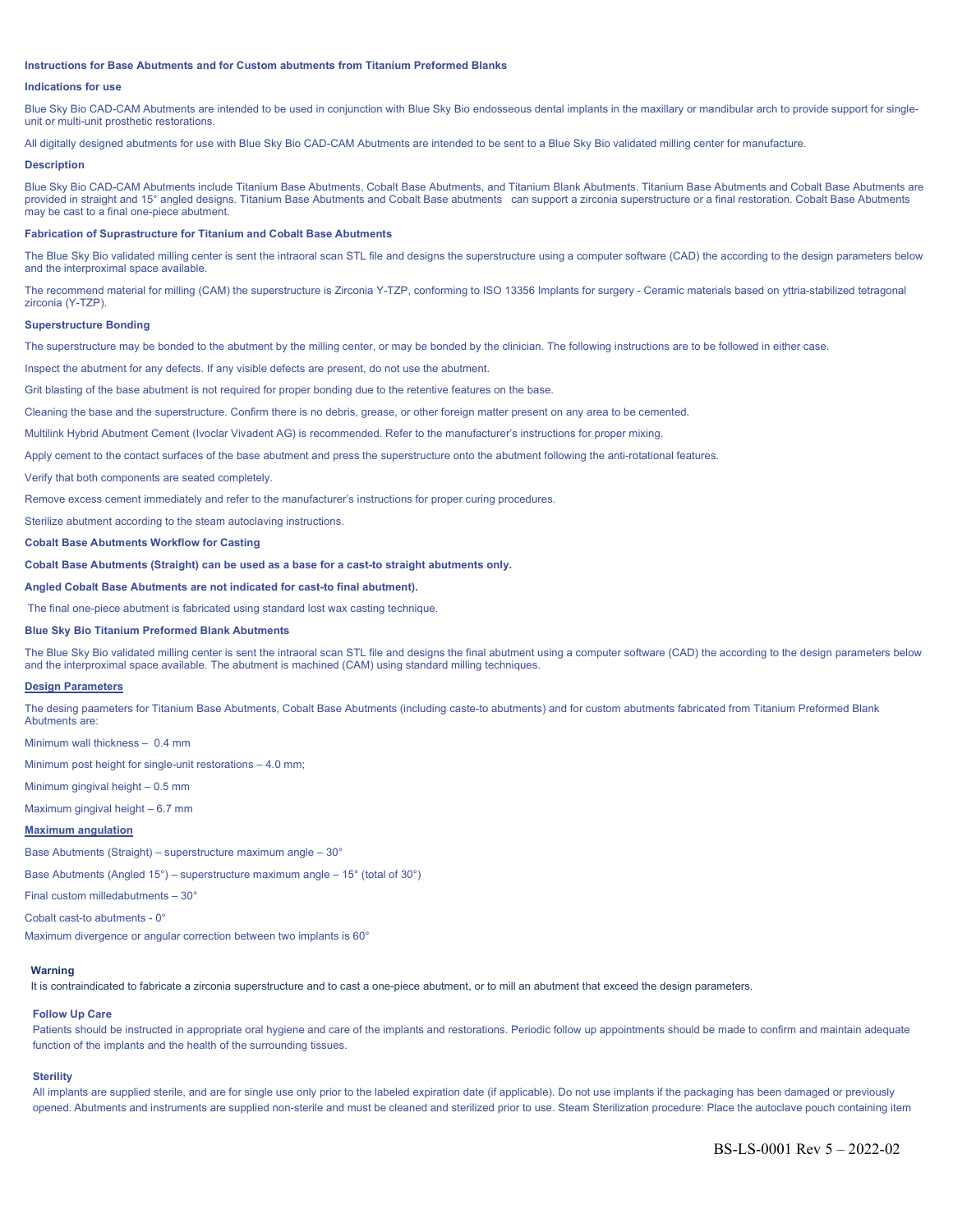**Instructions for Base Abutments and for Custom abutments from Titanium Preformed Blanks**

**Indications for use**

Blue Sky Bio CAD-CAM Abutments are intended to be used in conjunction with Blue Sky Bio endosseous dental implants in the maxillary or mandibular arch to provide support for single-unit or multi-unit prosthetic restorations.

All digitally designed abutments for use with Blue Sky Bio CAD-CAM Abutments are intended to be sent to a Blue Sky Bio validated milling center for manufacture.

**Description**

Blue Sky Bio CAD-CAM Abutments include Titanium Base Abutments, Cobalt Base Abutments, and Titanium Blank Abutments. Titanium Base Abutments and Cobalt Base Abutments are provided in straight and 15° angled designs. Titanium Base Abutments and Cobalt Base abutments can support a zirconia superstructure or a final restoration. Cobalt Base Abutments may be cast to a final one-piece abutment.

**Fabrication of Suprastructure for Titanium and Cobalt Base Abutments**

The Blue Sky Bio validated milling center is sent the intraoral scan STL file and designs the superstructure using a computer software (CAD) the according to the design parameters below and the interproximal space available.

The recommend material for milling (CAM) the superstructure is Zirconia Y-TZP, conforming to ISO 13356 Implants for surgery - Ceramic materials based on yttria-stabilized tetragonal zirconia (Y-TZP).

**Superstructure Bonding**

The superstructure may be bonded to the abutment by the milling center, or may be bonded by the clinician. The following instructions are to be followed in either case.

Inspect the abutment for any defects. If any visible defects are present, do not use the abutment.

Grit blasting of the base abutment is not required for proper bonding due to the retentive features on the base.

Cleaning the base and the superstructure. Confirm there is no debris, grease, or other foreign matter present on any area to be cemented.

Multilink Hybrid Abutment Cement (Ivoclar Vivadent AG) is recommended. Refer to the manufacturer's instructions for proper mixing.

Apply cement to the contact surfaces of the base abutment and press the superstructure onto the abutment following the anti-rotational features.

Verify that both components are seated completely.

Remove excess cement immediately and refer to the manufacturer's instructions for proper curing procedures.

Sterilize abutment according to the steam autoclaving instructions.

**Cobalt Base Abutments Workflow for Casting**

**Cobalt Base Abutments (Straight) can be used as a base for a cast-to straight abutments only.**

**Angled Cobalt Base Abutments are not indicated for cast-to final abutment).**

The final one-piece abutment is fabricated using standard lost wax casting technique.

**Blue Sky Bio Titanium Preformed Blank Abutments**

The Blue Sky Bio validated milling center is sent the intraoral scan STL file and designs the final abutment using a computer software (CAD) the according to the design parameters below and the interproximal space available. The abutment is machined (CAM) using standard milling techniques.

**Design Parameters**

The desing paameters for Titanium Base Abutments, Cobalt Base Abutments (including caste-to abutments) and for custom abutments fabricated from Titanium Preformed Blank Abutments are:

Minimum wall thickness – 0.4 mm

Minimum post height for single-unit restorations – 4.0 mm;

Minimum gingival height – 0.5 mm

Maximum gingival height – 6.7 mm

**Maximum angulation**

Base Abutments (Straight) – superstructure maximum angle – 30°

Base Abutments (Angled 15°) – superstructure maximum angle – 15° (total of 30°)

Final custom milledabutments – 30°

Cobalt cast-to abutments - 0°

Maximum divergence or angular correction between two implants is 60°

**Warning**

It is contraindicated to fabricate a zirconia superstructure and to cast a one-piece abutment, or to mill an abutment that exceed the design parameters.

**Follow Up Care**

Patients should be instructed in appropriate oral hygiene and care of the implants and restorations. Periodic follow up appointments should be made to confirm and maintain adequate function of the implants and the health of the surrounding tissues.

**Sterility**

All implants are supplied sterile, and are for single use only prior to the labeled expiration date (if applicable). Do not use implants if the packaging has been damaged or previously opened. Abutments and instruments are supplied non-sterile and must be cleaned and sterilized prior to use. Steam Sterilization procedure: Place the autoclave pouch containing item

BS-LS-0001 Rev 5 – 2022-02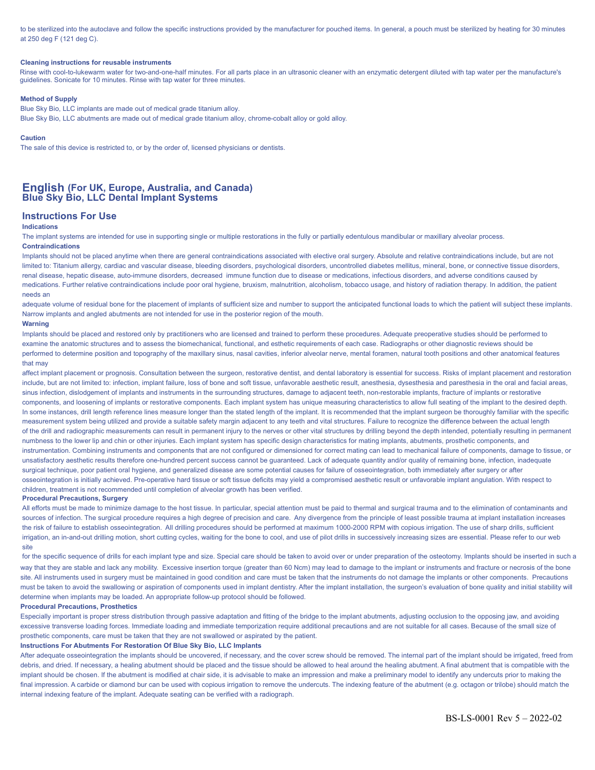to be sterilized into the autoclave and follow the specific instructions provided by the manufacturer for pouched items. In general, a pouch must be sterilized by heating for 30 minutes at 250 deg F (121 deg C).

**Cleaning instructions for reusable instruments**

Rinse with cool-to-lukewarm water for two-and-one-half minutes. For all parts place in an ultrasonic cleaner with an enzymatic detergent diluted with tap water per the manufacture's guidelines. Sonicate for 10 minutes. Rinse with tap water for three minutes.

**Method of Supply**

Blue Sky Bio, LLC implants are made out of medical grade titanium alloy.

Blue Sky Bio, LLC abutments are made out of medical grade titanium alloy, chrome-cobalt alloy or gold alloy.

**Caution**

The sale of this device is restricted to, or by the order of, licensed physicians or dentists.

# English (For UK, Europe, Australia, and Canada) Blue Sky Bio, LLC Dental Implant Systems

## Instructions For Use

**Indications**

The implant systems are intended for use in supporting single or multiple restorations in the fully or partially edentulous mandibular or maxillary alveolar process.

**Contraindications**

Implants should not be placed anytime when there are general contraindications associated with elective oral surgery. Absolute and relative contraindications include, but are not limited to: Titanium allergy, cardiac and vascular disease, bleeding disorders, psychological disorders, uncontrolled diabetes mellitus, mineral, bone, or connective tissue disorders, renal disease, hepatic disease, auto-immune disorders, decreased immune function due to disease or medications, infectious disorders, and adverse conditions caused by medications. Further relative contraindications include poor oral hygiene, bruxism, malnutrition, alcoholism, tobacco usage, and history of radiation therapy. In addition, the patient needs an adequate volume of residual bone for the placement of implants of sufficient size and number to support the anticipated functional loads to which the patient will subject these implants. Narrow implants and angled abutments are not intended for use in the posterior region of the mouth.

**Warning**

Implants should be placed and restored only by practitioners who are licensed and trained to perform these procedures. Adequate preoperative studies should be performed to examine the anatomic structures and to assess the biomechanical, functional, and esthetic requirements of each case. Radiographs or other diagnostic reviews should be performed to determine position and topography of the maxillary sinus, nasal cavities, inferior alveolar nerve, mental foramen, natural tooth positions and other anatomical features that may affect implant placement or prognosis. Consultation between the surgeon, restorative dentist, and dental laboratory is essential for success. Risks of implant placement and restoration include, but are not limited to: infection, implant failure, loss of bone and soft tissue, unfavorable aesthetic result, anesthesia, dysesthesia and paresthesia in the oral and facial areas, sinus infection, dislodgement of implants and instruments in the surrounding structures, damage to adjacent teeth, non-restorable implants, fracture of implants or restorative components, and loosening of implants or restorative components. Each implant system has unique measuring characteristics to allow full seating of the implant to the desired depth. In some instances, drill length reference lines measure longer than the stated length of the implant. It is recommended that the implant surgeon be thoroughly familiar with the specific measurement system being utilized and provide a suitable safety margin adjacent to any teeth and vital structures. Failure to recognize the difference between the actual length of the drill and radiographic measurements can result in permanent injury to the nerves or other vital structures by drilling beyond the depth intended, potentially resulting in permanent numbness to the lower lip and chin or other injuries. Each implant system has specific design characteristics for mating implants, abutments, prosthetic components, and instrumentation. Combining instruments and components that are not configured or dimensioned for correct mating can lead to mechanical failure of components, damage to tissue, or unsatisfactory aesthetic results therefore one-hundred percent success cannot be guaranteed. Lack of adequate quantity and/or quality of remaining bone, infection, inadequate surgical technique, poor patient oral hygiene, and generalized disease are some potential causes for failure of osseointegration, both immediately after surgery or after osseointegration is initially achieved. Pre-operative hard tissue or soft tissue deficits may yield a compromised aesthetic result or unfavorable implant angulation. With respect to children, treatment is not recommended until completion of alveolar growth has been verified.

**Procedural Precautions, Surgery**

All efforts must be made to minimize damage to the host tissue. In particular, special attention must be paid to thermal and surgical trauma and to the elimination of contaminants and sources of infection. The surgical procedure requires a high degree of precision and care. Any divergence from the principle of least possible trauma at implant installation increases the risk of failure to establish osseointegration. All drilling procedures should be performed at maximum 1000-2000 RPM with copious irrigation. The use of sharp drills, sufficient irrigation, an in-and-out drilling motion, short cutting cycles, waiting for the bone to cool, and use of pilot drills in successively increasing sizes are essential. Please refer to our web site for the specific sequence of drills for each implant type and size. Special care should be taken to avoid over or under preparation of the osteotomy. Implants should be inserted in such a way that they are stable and lack any mobility. Excessive insertion torque (greater than 60 Ncm) may lead to damage to the implant or instruments and fracture or necrosis of the bone site. All instruments used in surgery must be maintained in good condition and care must be taken that the instruments do not damage the implants or other components. Precautions must be taken to avoid the swallowing or aspiration of components used in implant dentistry. After the implant installation, the surgeon's evaluation of bone quality and initial stability will determine when implants may be loaded. An appropriate follow-up protocol should be followed.

**Procedural Precautions, Prosthetics**

Especially important is proper stress distribution through passive adaptation and fitting of the bridge to the implant abutments, adjusting occlusion to the opposing jaw, and avoiding excessive transverse loading forces. Immediate loading and immediate temporization require additional precautions and are not suitable for all cases. Because of the small size of prosthetic components, care must be taken that they are not swallowed or aspirated by the patient.

**Instructions For Abutments For Restoration Of Blue Sky Bio, LLC Implants**

After adequate osseointegration the implants should be uncovered, if necessary, and the cover screw should be removed. The internal part of the implant should be irrigated, freed from debris, and dried. If necessary, a healing abutment should be placed and the tissue should be allowed to heal around the healing abutment. A final abutment that is compatible with the implant should be chosen. If the abutment is modified at chair side, it is advisable to make an impression and make a preliminary model to identify any undercuts prior to making the final impression. A carbide or diamond bur can be used with copious irrigation to remove the undercuts. The indexing feature of the abutment (e.g. octagon or trilobe) should match the internal indexing feature of the implant. Adequate seating can be verified with a radiograph.

BS-LS-0001 Rev 5 – 2022-02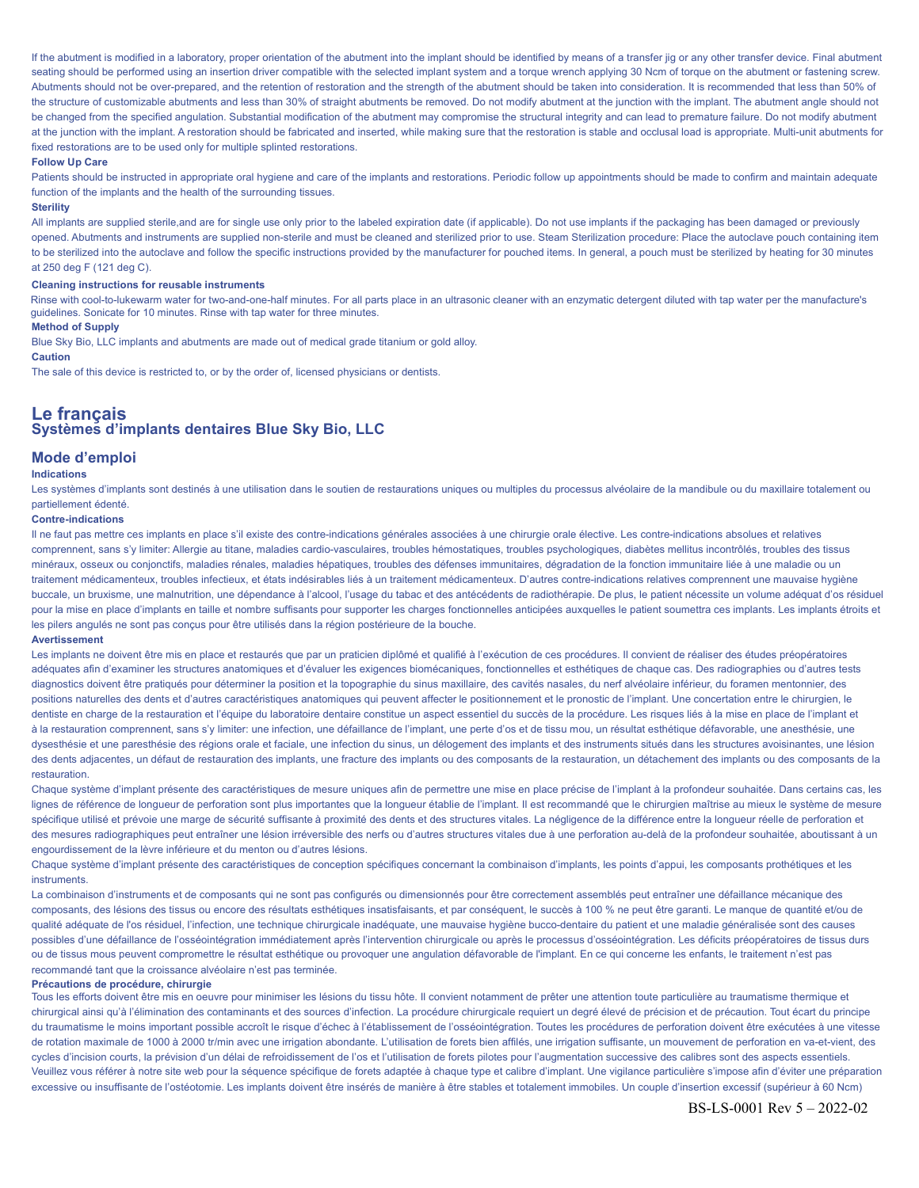If the abutment is modified in a laboratory, proper orientation of the abutment into the implant should be identified by means of a transfer jig or any other transfer device. Final abutment seating should be performed using an insertion driver compatible with the selected implant system and a torque wrench applying 30 Ncm of torque on the abutment or fastening screw. Abutments should not be over-prepared, and the retention of restoration and the strength of the abutment should be taken into consideration. It is recommended that less than 50% of the structure of customizable abutments and less than 30% of straight abutments be removed. Do not modify abutment at the junction with the implant. The abutment angle should not be changed from the specified angulation. Substantial modification of the abutment may compromise the structural integrity and can lead to premature failure. Do not modify abutment at the junction with the implant. A restoration should be fabricated and inserted, while making sure that the restoration is stable and occlusal load is appropriate. Multi-unit abutments for fixed restorations are to be used only for multiple splinted restorations.

**Follow Up Care**

Patients should be instructed in appropriate oral hygiene and care of the implants and restorations. Periodic follow up appointments should be made to confirm and maintain adequate function of the implants and the health of the surrounding tissues.

**Sterility**

All implants are supplied sterile,and are for single use only prior to the labeled expiration date (if applicable). Do not use implants if the packaging has been damaged or previously opened. Abutments and instruments are supplied non-sterile and must be cleaned and sterilized prior to use. Steam Sterilization procedure: Place the autoclave pouch containing item to be sterilized into the autoclave and follow the specific instructions provided by the manufacturer for pouched items. In general, a pouch must be sterilized by heating for 30 minutes at 250 deg F (121 deg C).

**Cleaning instructions for reusable instruments**

Rinse with cool-to-lukewarm water for two-and-one-half minutes. For all parts place in an ultrasonic cleaner with an enzymatic detergent diluted with tap water per the manufacture's guidelines. Sonicate for 10 minutes. Rinse with tap water for three minutes.

**Method of Supply**

Blue Sky Bio, LLC implants and abutments are made out of medical grade titanium or gold alloy.

**Caution**

The sale of this device is restricted to, or by the order of, licensed physicians or dentists.

# Le français

## Systèmes d'implants dentaires Blue Sky Bio, LLC

## Mode d'emploi

**Indications**

Les systèmes d'implants sont destinés à une utilisation dans le soutien de restaurations uniques ou multiples du processus alvéolaire de la mandibule ou du maxillaire totalement ou partiellement édenté.

**Contre-indications**

Il ne faut pas mettre ces implants en place s'il existe des contre-indications générales associées à une chirurgie orale élective. Les contre-indications absolues et relatives comprennent, sans s'y limiter: Allergie au titane, maladies cardio-vasculaires, troubles hémostatiques, troubles psychologiques, diabètes mellitus incontrôlés, troubles des tissus minéraux, osseux ou conjonctifs, maladies rénales, maladies hépatiques, troubles des défenses immunitaires, dégradation de la fonction immunitaire liée à une maladie ou un traitement médicamenteux, troubles infectieux, et états indésirables liés à un traitement médicamenteux. D'autres contre-indications relatives comprennent une mauvaise hygiène buccale, un bruxisme, une malnutrition, une dépendance à l'alcool, l'usage du tabac et des antécédents de radiothérapie. De plus, le patient nécessite un volume adéquat d'os résiduel pour la mise en place d'implants en taille et nombre suffisants pour supporter les charges fonctionnelles anticipées auxquelles le patient soumettra ces implants. Les implants étroits et les piliers angulés ne sont pas conçus pour être utilisés dans la région postérieure de la bouche.

**Avertissement**

Les implants ne doivent être mis en place et restaurés que par un praticien diplômé et qualifié à l'exécution de ces procédures. Il convient de réaliser des études préopératoires adéquates afin d'examiner les structures anatomiques et d'évaluer les exigences biomécaniques, fonctionnelles et esthétiques de chaque cas. Des radiographies ou d'autres tests diagnostics doivent être pratiqués pour déterminer la position et la topographie du sinus maxillaire, des cavités nasales, du nerf alvéolaire inférieur, du foramen mentonnier, des positions naturelles des dents et d'autres caractéristiques anatomiques qui peuvent affecter le positionnement et le pronostic de l'implant. Une concertation entre le chirurgien, le dentiste en charge de la restauration et l'équipe du laboratoire dentaire constitue un aspect essentiel du succès de la procédure. Les risques liés à la mise en place de l'implant et à la restauration comprennent, sans s'y limiter: une infection, une défaillance de l'implant, une perte d'os et de tissu mou, un résultat esthétique défavorable, une anesthésie, une dysesthésie et une paresthésie des régions orale et faciale, une infection du sinus, un délogement des implants et des instruments situés dans les structures avoisinantes, une lésion des dents adjacentes, un défaut de restauration des implants, une fracture des implants ou des composants de la restauration, un détachement des implants ou des composants de la restauration.

Chaque système d'implant présente des caractéristiques de mesure uniques afin de permettre une mise en place précise de l'implant à la profondeur souhaitée. Dans certains cas, les lignes de référence de longueur de perforation sont plus importantes que la longueur établie de l'implant. Il est recommandé que le chirurgien maîtrise au mieux le système de mesure spécifique utilisé et prévoie une marge de sécurité suffisante à proximité des dents et des structures vitales. La négligence de la différence entre la longueur réelle de perforation et des mesures radiographiques peut entraîner une lésion irréversible des nerfs ou d'autres structures vitales due à une perforation au-delà de la profondeur souhaitée, aboutissant à un engourdissement de la lèvre inférieure et du menton ou d'autres lésions.

Chaque système d'implant présente des caractéristiques de conception spécifiques concernant la combinaison d'implants, les points d'appui, les composants prothétiques et les instruments.

La combinaison d'instruments et de composants qui ne sont pas configurés ou dimensionnés pour être correctement assemblés peut entraîner une défaillance mécanique des composants, des lésions des tissus ou encore des résultats esthétiques insatisfaisants, et par conséquent, le succès à 100 % ne peut être garanti. Le manque de quantité et/ou de qualité adéquate de l'os résiduel, l'infection, une technique chirurgicale inadéquate, une mauvaise hygiène bucco-dentaire du patient et une maladie généralisée sont des causes possibles d'une défaillance de l'osséointégration immédiatement après l'intervention chirurgicale ou après le processus d'osséointégration. Les déficits préopératoires de tissus durs ou de tissus mous peuvent compromettre le résultat esthétique ou provoquer une angulation défavorable de l'implant. En ce qui concerne les enfants, le traitement n'est pas recommandé tant que la croissance alvéolaire n'est pas terminée.

**Précautions de procédure, chirurgie**

Tous les efforts doivent être mis en oeuvre pour minimiser les lésions du tissu hôte. Il convient notamment de prêter une attention toute particulière au traumatisme thermique et chirurgical ainsi qu'à l'élimination des contaminants et des sources d'infection. La procédure chirurgicale requiert un degré élevé de précision et de précaution. Tout écart du principe du traumatisme le moins important possible accroît le risque d'échec à l'établissement de l'osséointégration. Toutes les procédures de perforation doivent être exécutées à une vitesse de rotation maximale de 1000 à 2000 tr/min avec une irrigation abondante. L'utilisation de forets bien affilés, une irrigation suffisante, un mouvement de perforation en va-et-vient, des cycles d'incision courts, la prévision d'un délai de refroidissement de l'os et l'utilisation de forets pilotes pour l'augmentation successive des calibres sont des aspects essentiels. Veuillez vous référer à notre site web pour la séquence spécifique de forets adaptée à chaque type et calibre d'implant. Une vigilance particulière s'impose afin d'éviter une préparation excessive ou insuffisante de l'ostéotomie. Les implants doivent être insérés de manière à être stables et totalement immobiles. Un couple d'insertion excessif (supérieur à 60 Ncm)

BS-LS-0001 Rev 5 – 2022-02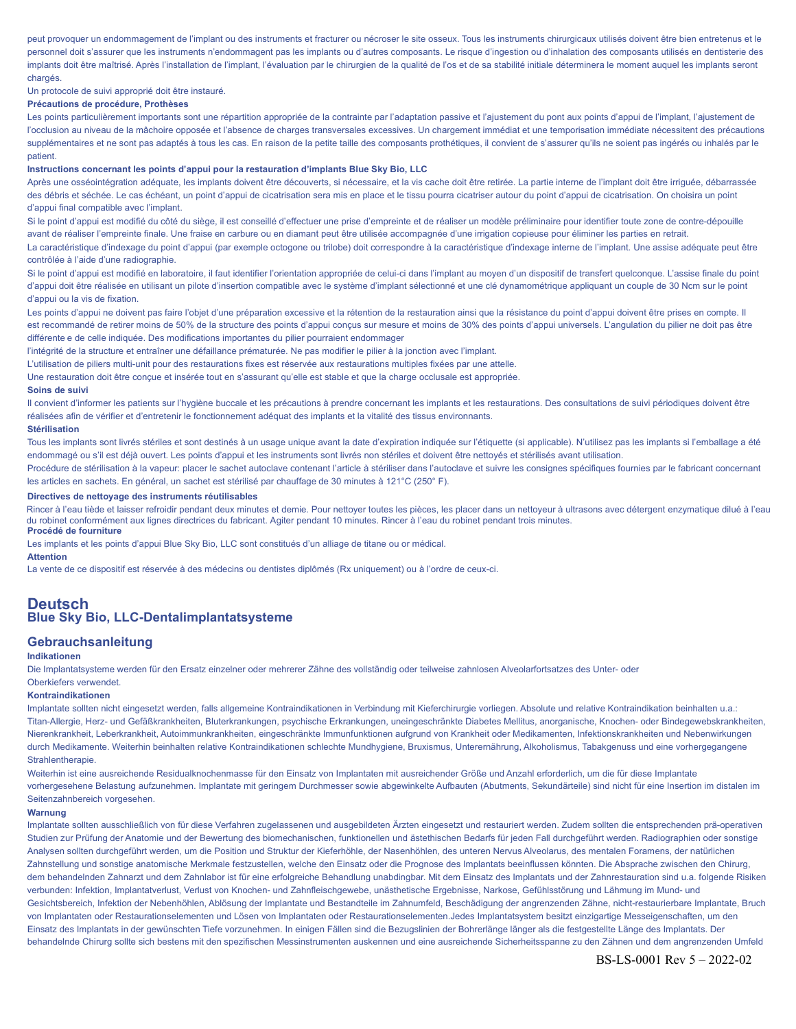peut provoquer un endommagement de l'implant ou des instruments et fracturer ou nécroser le site osseux. Tous les instruments chirurgicaux utilisés doivent être bien entretenus et le personnel doit s'assurer que les instruments n'endommagent pas les implants ou d'autres composants. Le risque d'ingestion ou d'inhalation des composants utilisés en dentisterie des implants doit être maîtrisé. Après l'installation de l'implant, l'évaluation par le chirurgien de la qualité de l'os et de sa stabilité initiale déterminera le moment auquel les implants seront chargés.

Un protocole de suivi approprié doit être instauré.

**Précautions de procédure, Prothèses**

Les points particulièrement importants sont une répartition appropriée de la contrainte par l'adaptation passive et l'ajustement du pont aux points d'appui de l'implant, l'ajustement de l'occlusion au niveau de la mâchoire opposée et l'absence de charges transversales excessives. Un chargement immédiat et une temporisation immédiate nécessitent des précautions supplémentaires et ne sont pas adaptés à tous les cas. En raison de la petite taille des composants prothétiques, il convient de s'assurer qu'ils ne soient pas ingérés ou inhalés par le patient.

**Instructions concernant les points d'appui pour la restauration d'implants Blue Sky Bio, LLC**

Après une osséointégration adéquate, les implants doivent être découverts, si nécessaire, et la vis cache doit être retirée. La partie interne de l'implant doit être irriguée, débarrassée des débris et séchée. Le cas échéant, un point d'appui de cicatrisation sera mis en place et le tissu pourra cicatriser autour du point d'appui de cicatrisation. On choisira un point d'appui final compatible avec l'implant.

Si le point d'appui est modifié du côté du siège, il est conseillé d'effectuer une prise d'empreinte et de réaliser un modèle préliminaire pour identifier toute zone de contre-dépouille avant de réaliser l'empreinte finale. Une fraise en carbure ou en diamant peut être utilisée accompagnée d'une irrigation copieuse pour éliminer les parties en retrait.

La caractéristique d'indexage du point d'appui (par exemple octogone ou trilobe) doit correspondre à la caractéristique d'indexage interne de l'implant. Une assise adéquate peut être contrôlée à l'aide d'une radiographie.

Si le point d'appui est modifié en laboratoire, il faut identifier l'orientation appropriée de celui-ci dans l'implant au moyen d'un dispositif de transfert quelconque. L'assise finale du point d'appui doit être réalisée en utilisant un pilote d'insertion compatible avec le système d'implant sélectionné et une clé dynamométrique appliquant un couple de 30 Ncm sur le point d'appui ou la vis de fixation.

Les points d'appui ne doivent pas faire l'objet d'une préparation excessive et la rétention de la restauration ainsi que la résistance du point d'appui doivent être prises en compte. Il est recommandé de retirer moins de 50% de la structure des points d'appui conçus sur mesure et moins de 30% des points d'appui universels. L'angulation du pilier ne doit pas être différente e de celle indiquée. Des modifications importantes du pilier pourraient endommager

l'intégrité de la structure et entraîner une défaillance prématurée. Ne pas modifier le pilier à la jonction avec l'implant.

L'utilisation de piliers multi-unit pour des restaurations fixes est réservée aux restaurations multiples fixées par une attelle.

Une restauration doit être conçue et insérée tout en s'assurant qu'elle est stable et que la charge occlusale est appropriée.

**Soins de suivi**

Il convient d'informer les patients sur l'hygiène buccale et les précautions à prendre concernant les implants et les restaurations. Des consultations de suivi périodiques doivent être réalisées afin de vérifier et d'entretenir le fonctionnement adéquat des implants et la vitalité des tissus environnants.

**Stérilisation**

Tous les implants sont livrés stériles et sont destinés à un usage unique avant la date d'expiration indiquée sur l'étiquette (si applicable). N'utilisez pas les implants si l'emballage a été endommagé ou s'il est déjà ouvert. Les points d'appui et les instruments sont livrés non stériles et doivent être nettoyés et stérilisés avant utilisation.

Procédure de stérilisation à la vapeur: placer le sachet autoclave contenant l'article à stériliser dans l'autoclave et suivre les consignes spécifiques fournies par le fabricant concernant les articles en sachets. En général, un sachet est stérilisé par chauffage de 30 minutes à 121°C (250° F).

**Directives de nettoyage des instruments réutilisables**

Rincer à l'eau tiède et laisser refroidir pendant deux minutes et demie. Pour nettoyer toutes les pièces, les placer dans un nettoyeur à ultrasons avec détergent enzymatique dilué à l'eau du robinet conformément aux lignes directrices du fabricant. Agiter pendant 10 minutes. Rincer à l'eau du robinet pendant trois minutes.

**Procédé de fourniture**

Les implants et les points d'appui Blue Sky Bio, LLC sont constitués d'un alliage de titane ou or médical.

**Attention**

La vente de ce dispositif est réservée à des médecins ou dentistes diplômés (Rx uniquement) ou à l'ordre de ceux-ci.

# Deutsch

## Blue Sky Bio, LLC-Dentalimplantatsysteme

## Gebrauchsanleitung

**Indikationen**

Die Implantatsysteme werden für den Ersatz einzelner oder mehrerer Zähne des vollständig oder teilweise zahnlosen Alveolarfortsatzes des Unter- oder Oberkiefers verwendet.

**Kontraindikationen**

Implantate sollten nicht eingesetzt werden, falls allgemeine Kontraindikationen in Verbindung mit Kieferchirurgie vorliegen. Absolute und relative Kontraindikation beinhalten u.a.: Titan-Allergie, Herz- und Gefäßkrankheiten, Bluterkrankungen, psychische Erkrankungen, uneingeschränkte Diabetes Mellitus, anorganische, Knochen- oder Bindegewebskrankheiten, Nierenkrankheit, Leberkrankheit, Autoimmunkrankheiten, eingeschränkte Immunfunktionen aufgrund von Krankheit oder Medikamenten, Infektionskrankheiten und Nebenwirkungen durch Medikamente. Weiterhin beinhalten relative Kontraindikationen schlechte Mundhygiene, Bruxismus, Unterernährung, Alkoholismus, Tabakgenuss und eine vorhergegangene Strahlentherapie.

Weiterhin ist eine ausreichende Residualknochenmasse für den Einsatz von Implantaten mit ausreichender Größe und Anzahl erforderlich, um die für diese Implantate vorhergesehene Belastung aufzunehmen. Implantate mit geringem Durchmesser sowie abgewinkelte Aufbauten (Abutments, Sekundärteile) sind nicht für eine Insertion im distalen im Seitenzahnbereich vorgesehen.

**Warnung**

Implantate sollten ausschließlich von für diese Verfahren zugelassenen und ausgebildeten Ärzten eingesetzt und restauriert werden. Zudem sollten die entsprechenden prä-operativen Studien zur Prüfung der Anatomie und der Bewertung des biomechanischen, funktionellen und ästhetischen Bedarfs für jeden Fall durchgeführt werden. Radiographien oder sonstige Analysen sollten durchgeführt werden, um die Position und Struktur der Kieferhöhle, der Nasenhöhlen, des unteren Nervus Alveolarus, des mentalen Foramens, der natürlichen Zahnstellung und sonstige anatomische Merkmale festzustellen, welche den Einsatz oder die Prognose des Implantats beeinflussen könnten. Die Absprache zwischen den Chirurg, dem behandelnden Zahnarzt und dem Zahnlabor ist für eine erfolgreiche Behandlung unabdingbar. Mit dem Einsatz des Implantats und der Zahnrestauration sind u.a. folgende Risiken verbunden: Infektion, Implantatverlust, Verlust von Knochen- und Zahnfleischgewebe, unästhetische Ergebnisse, Narkose, Gefühlsstörung und Lähmung im Mund- und Gesichtsbereich, Infektion der Nebenhöhlen, Ablösung der Implantate und Bestandteile im Zahnumfeld, Beschädigung der angrenzenden Zähne, nicht-restaurierbare Implantate, Bruch von Implantaten oder Restaurationselementen und Lösen von Implantaten oder Restaurationselementen.Jedes Implantatsystem besitzt einzigartige Messeigenschaften, um den Einsatz des Implantats in der gewünschten Tiefe vorzunehmen. In einigen Fällen sind die Bezugslinien der Bohrerlänge länger als die festgestellte Länge des Implantats. Der behandelnde Chirurg sollte sich bestens mit den spezifischen Messinstrumenten auskennen und eine ausreichende Sicherheitsspanne zu den Zähnen und dem angrenzenden Umfeld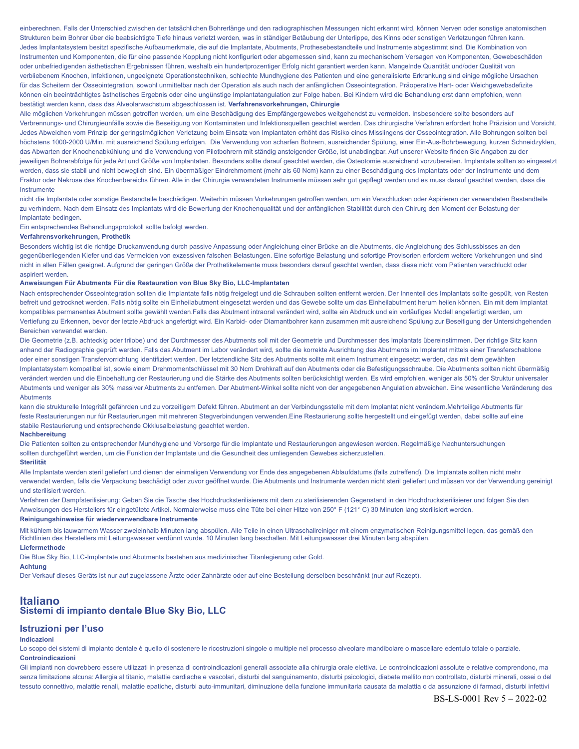einberechnen. Falls der Unterschied zwischen der tatsächlichen Bohrerlänge und den radiographischen Messungen nicht erkannt wird, können Nerven oder sonstige anatomischen Strukturen beim Bohrer über die beabsichtigte Tiefe hinaus verletzt werden, was in ständiger Betäubung der Unterlippe, des Kinns oder sonstigen Verletzungen führen kann. Jedes Implantatsystem besitzt spezifische Aufbaumerkmale, die auf die Implantate, Abutments, Prothesebestandteile und Instrumente abgestimmt sind. Die Kombination von Instrumenten und Komponenten, die für eine passende Kopplung nicht konfiguriert oder abgemessen sind, kann zu mechanischem Versagen von Komponenten, Gewebeschäden oder unbefriedigenden ästhetischen Ergebnissen führen, weshalb ein hundertprozentiger Erfolg nicht garantiert werden kann. Mangelnde Quantität und/oder Qualität von verbliebenem Knochen, Infektionen, ungeeignete Operationstechniken, schlechte Mundhygiene des Patienten und eine generalisierte Erkrankung sind einige mögliche Ursachen für das Scheitern der Osseointegration, sowohl unmittelbar nach der Operation als auch nach der anfänglichen Osseointegration. Präoperative Hart- oder Weichgewebsdefizite können ein beeinträchtigtes ästhetisches Ergebnis oder eine ungünstige Implantatangulation zur Folge haben. Bei Kindern wird die Behandlung erst dann empfohlen, wenn bestätigt werden kann, dass das Alveolarwachstum abgeschlossen ist. **Verfahrensvorkehrungen, Chirurgie**

Alle möglichen Vorkehrungen müssen getroffen werden, um eine Beschädigung des Empfängergewebes weitgehendst zu vermeiden. Insbesondere sollte besonders auf Verbrennungs- und Chirurgieunfälle sowie die Beseitigung von Kontaminaten und Infektionsquellen geachtet werden. Das chirurgische Verfahren erfordert hohe Präzision und Vorsicht. Jedes Abweichen vom Prinzip der geringstmöglichen Verletzung beim Einsatz von Implantaten erhöht das Risiko eines Misslingens der Osseointegration. Alle Bohrungen sollten bei höchstens 1000-2000 U/Min. mit ausreichend Spülung erfolgen. Die Verwendung von scharfen Bohrern, ausreichender Spülung, einer Ein-Aus-Bohrbewegung, kurzen Schneidzyklen, das Abwarten der Knochenabkühlung und die Verwendung von Pilotbohrern mit ständig ansteigender Größe, ist unabdingbar. Auf unserer Website finden Sie Angaben zu der jeweiligen Bohrerabfolge für jede Art und Größe von Implantaten. Besonders sollte darauf geachtet werden, die Osteotomie ausreichend vorzubereiten. Implantate sollten so eingesetzt werden, dass sie stabil und nicht beweglich sind. Ein übermäßiger Eindrehmoment (mehr als 60 Ncm) kann zu einer Beschädigung des Implantats oder der Instrumente und dem Fraktur oder Nekrose des Knochenbereichs führen. Alle in der Chirurgie verwendeten Instrumente müssen sehr gut gepflegt werden und es muss darauf geachtet werden, dass die Instrumente
nicht die Implantate oder sonstige Bestandteile beschädigen. Weiterhin müssen Vorkehrungen getroffen werden, um ein Verschlucken oder Aspirieren der verwendeten Bestandteile zu verhindern. Nach dem Einsatz des Implantats wird die Bewertung der Knochenqualität und der anfänglichen Stabilität durch den Chirurg den Moment der Belastung der Implantate bedingen.

Ein entsprechendes Behandlungsprotokoll sollte befolgt werden.

**Verfahrensvorkehrungen, Prothetik**

Besonders wichtig ist die richtige Druckanwendung durch passive Anpassung oder Angleichung einer Brücke an die Abutments, die Angleichung des Schlussbisses an den gegenüberliegenden Kiefer und das Vermeiden von exzessiven falschen Belastungen. Eine sofortige Belastung und sofortige Provisorien erfordern weitere Vorkehrungen und sind nicht in allen Fällen geeignet. Aufgrund der geringen Größe der Prothetikelemente muss besonders darauf geachtet werden, dass diese nicht vom Patienten verschluckt oder aspiriert werden.

**Anweisungen Für Abutments Für die Restauration von Blue Sky Bio, LLC-Implantaten**

Nach entsprechender Osseointegration sollten die Implantate falls nötig freigelegt und die Schrauben sollten entfernt werden. Der Innenteil des Implantats sollte gespült, von Resten befreit und getrocknet werden. Falls nötig sollte ein Einheilabutment eingesetzt werden und das Gewebe sollte um das Einheilabutment herum heilen können. Ein mit dem Implantat kompatibles permanentes Abutment sollte gewählt werden.Falls das Abutment intraoral verändert wird, sollte ein Abdruck und ein vorläufiges Modell angefertigt werden, um Vertiefung zu Erkennen, bevor der letzte Abdruck angefertigt wird. Ein Karbid- oder Diamantbohrer kann zusammen mit ausreichend Spülung zur Beseitigung der Untersichgehenden Bereichen verwendet werden.

Die Geometrie (z.B. achteckig oder trilobe) und der Durchmesser des Abutments soll mit der Geometrie und Durchmesser des Implantats übereinstimmen. Der richtige Sitz kann anhand der Radiographie geprüft werden. Falls das Abutment im Labor verändert wird, sollte die korrekte Ausrichtung des Abutments im Implantat mittels einer Transferschablone oder einer sonstigen Transfervorrichtung identifiziert werden. Der letztendliche Sitz des Abutments sollte mit einem Instrument eingesetzt werden, das mit dem gewählten Implantatsystem kompatibel ist, sowie einem Drehmomentschlüssel mit 30 Ncm Drehkraft auf den Abutments oder die Befestigungsschraube. Die Abutments sollten nicht übermäßig verändert werden und die Einbehaltung der Restaurierung und die Stärke des Abutments sollten berücksichtigt werden. Es wird empfohlen, weniger als 50% der Struktur universaler Abutments und weniger als 30% massiver Abutments zu entfernen. Der Abutment-Winkel sollte nicht von der angegebenen Angulation abweichen. Eine wesentliche Veränderung des Abutments
kann die strukturelle Integrität gefährden und zu vorzeitigem Defekt führen. Abutment an der Verbindungsstelle mit dem Implantat nicht verändern.Mehrteilige Abutments für feste Restaurierungen nur für Restaurierungen mit mehreren Stegverbindungen verwenden.Eine Restaurierung sollte hergestellt und eingefügt werden, dabei sollte auf eine stabile Restaurierung und entsprechende Okklusalbelastung geachtet werden.

**Nachbereitung**

Die Patienten sollten zu entsprechender Mundhygiene und Vorsorge für die Implantate und Restaurierungen angewiesen werden. Regelmäßige Nachuntersuchungen sollten durchgeführt werden, um die Funktion der Implantate und die Gesundheit des umliegenden Gewebes sicherzustellen.

**Sterilität**

Alle Implantate werden steril geliefert und dienen der einmaligen Verwendung vor Ende des angegebenen Ablaufdatums (falls zutreffend). Die Implantate sollten nicht mehr verwendet werden, falls die Verpackung beschädigt oder zuvor geöffnet wurde. Die Abutments und Instrumente werden nicht steril geliefert und müssen vor der Verwendung gereinigt und sterilisiert werden.

Verfahren der Dampfsterilisierung: Geben Sie die Tasche des Hochdrucksterilisierers mit dem zu sterilisierenden Gegenstand in den Hochdrucksterilisierer und folgen Sie den Anweisungen des Herstellers für eingetütete Artikel. Normalerweise muss eine Tüte bei einer Hitze von 250° F (121° C) 30 Minuten lang sterilisiert werden.

**Reinigungshinweise für wiederverwendbare Instrumente**

Mit kühlem bis lauwarmem Wasser zweieinhalb Minuten lang abspülen. Alle Teile in einen Ultraschallreiniger mit einem enzymatischen Reinigungsmittel legen, das gemäß den Richtlinien des Herstellers mit Leitungswasser verdünnt wurde. 10 Minuten lang beschallen. Mit Leitungswasser drei Minuten lang abspülen.

**Liefermethode**

Die Blue Sky Bio, LLC-Implantate und Abutments bestehen aus medizinischer Titanlegierung oder Gold.

**Achtung**

Der Verkauf dieses Geräts ist nur auf zugelassene Ärzte oder Zahnärzte oder auf eine Bestellung derselben beschränkt (nur auf Rezept).

# Italiano

## Sistemi di impianto dentale Blue Sky Bio, LLC

## Istruzioni per l'uso

**Indicazioni**

Lo scopo dei sistemi di impianto dentale è quello di sostenere le ricostruzioni singole o multiple nel processo alveolare mandibolare o mascellare edentulo totale o parziale.

**Controindicazioni**

Gli impianti non dovrebbero essere utilizzati in presenza di controindicazioni generali associate alla chirurgia orale elettiva. Le controindicazioni assolute e relative comprendono, ma senza limitazione alcuna: Allergia al titanio, malattie cardiache e vascolari, disturbi del sanguinamento, disturbi psicologici, diabete mellito non controllato, disturbi minerali, ossei o del tessuto connettivo, malattie renali, malattie epatiche, disturbi auto-immunitari, diminuzione della funzione immunitaria causata da malattia o da assunzione di farmaci, disturbi infettivi

BS-LS-0001 Rev 5 – 2022-02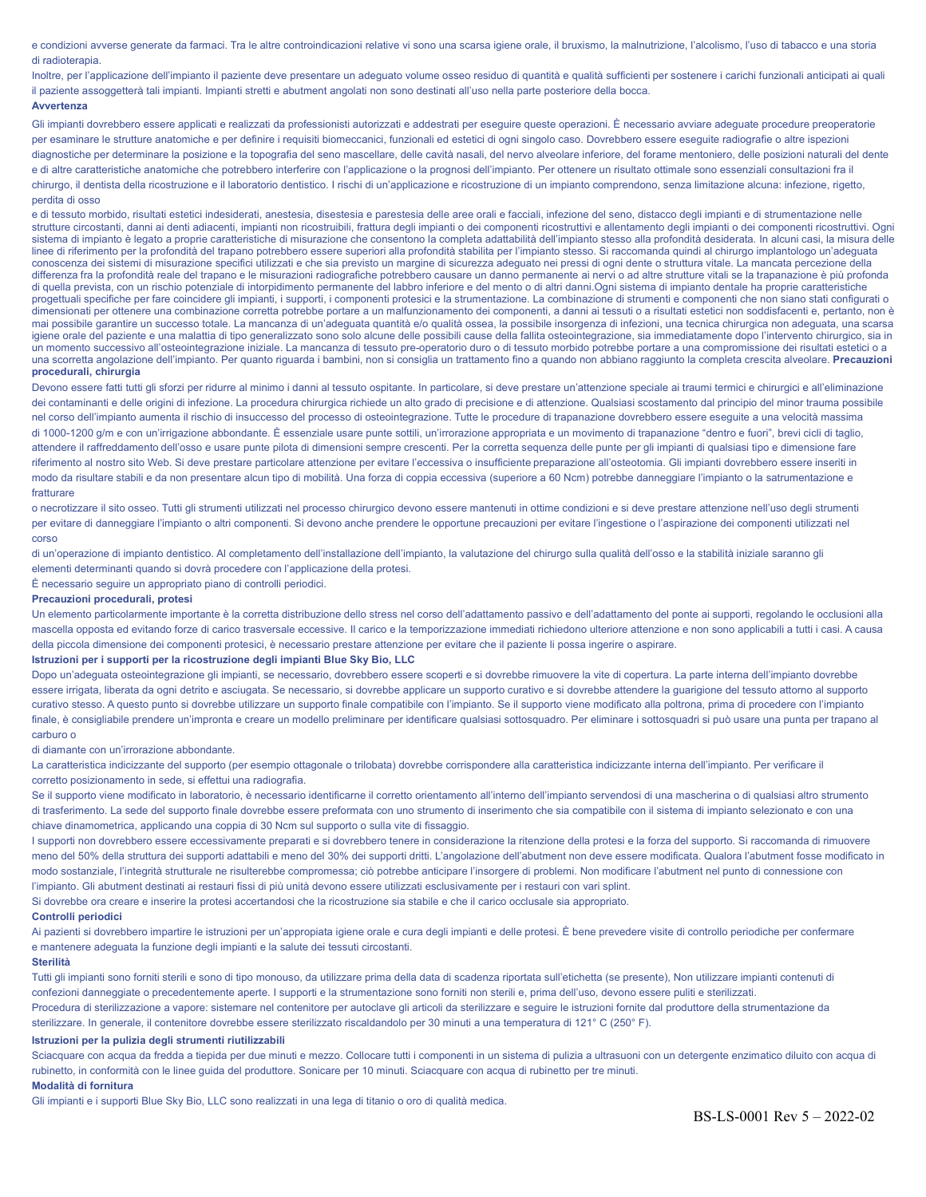e condizioni avverse generate da farmaci. Tra le altre controindicazioni relative vi sono una scarsa igiene orale, il bruxismo, la malnutrizione, l'alcolismo, l'uso di tabacco e una storia di radioterapia.

Inoltre, per l'applicazione dell'impianto il paziente deve presentare un adeguato volume osseo residuo di quantità e qualità sufficienti per sostenere i carichi funzionali anticipati ai quali il paziente assoggetterà tali impianti. Impianti stretti e abutment angolati non sono destinati all'uso nella parte posteriore della bocca.

**Avvertenza**

Gli impianti dovrebbero essere applicati e realizzati da professionisti autorizzati e addestrati per eseguire queste operazioni. È necessario avviare adeguate procedure preoperatorie per esaminare le strutture anatomiche e per definire i requisiti biomeccanici, funzionali ed estetici di ogni singolo caso. Dovrebbero essere eseguite radiografie o altre ispezioni diagnostiche per determinare la posizione e la topografia del seno mascellare, delle cavità nasali, del nervo alveolare inferiore, del forame mentoniero, delle posizioni naturali del dente e di altre caratteristiche anatomiche che potrebbero interferire con l'applicazione o la prognosi dell'impianto. Per ottenere un risultato ottimale sono essenziali consultazioni fra il chirurgo, il dentista della ricostruzione e il laboratorio dentistico. I rischi di un'applicazione e ricostruzione di un impianto comprendono, senza limitazione alcuna: infezione, rigetto, perdita di osso

e di tessuto morbido, risultati estetici indesiderati, anestesia, disestesia e parestesia delle aree orali e facciali, infezione del seno, distacco degli impianti e di strumentazione nelle strutture circostanti, danni ai denti adiacenti, impianti non ricostruibili, frattura degli impianti o dei componenti ricostruttivi e allentamento degli impianti o dei componenti ricostruttivi. Ogni sistema di impianto è legato a proprie caratteristiche di misurazione che consentono la completa adattabilità dell'impianto stesso alla profondità desiderata. In alcuni casi, la misura delle linee di riferimento per la profondità del trapano potrebbero essere superiori alla profondità stabilita per l'impianto stesso. Si raccomanda quindi al chirurgo implantologo un'adeguata conoscenza dei sistemi di misurazione specifici utilizzati e che sia previsto un margine di sicurezza adeguato nei pressi di ogni dente o struttura vitale. La mancata percezione della differenza fra la profondità reale del trapano e le misurazioni radiografiche potrebbero causare un danno permanente ai nervi o ad altre strutture vitali se la trapanazione è più profonda di quella prevista, con un rischio potenziale di intorpidimento permanente del labbro inferiore e del mento o di altri danni.Ogni sistema di impianto dentale ha proprie caratteristiche progettuali specifiche per fare coincidere gli impianti, i supporti, i componenti protesici e la strumentazione. La combinazione di strumenti e componenti che non siano stati configurati o dimensionati per ottenere una combinazione corretta potrebbe portare a un malfunzionamento dei componenti, a danni ai tessuti o a risultati estetici non soddisfacenti e, pertanto, non è mai possibile garantire un successo totale. La mancanza di un'adeguata quantità e/o qualità ossea, la possibile insorgenza di infezioni, una tecnica chirurgica non adeguata, una scarsa igiene orale del paziente e una malattia di tipo generalizzato sono solo alcune delle possibili cause della fallita osteointegrazione, sia immediatamente dopo l'intervento chirurgico, sia in un momento successivo all'osteointegrazione iniziale. La mancanza di tessuto pre-operatorio duro o di tessuto morbido potrebbe portare a una compromissione dei risultati estetici o a una scorretta angolazione dell'impianto. Per quanto riguarda i bambini, non si consiglia un trattamento fino a quando non abbiano raggiunto la completa crescita alveolare.

**Precauzioni procedurali, chirurgia**

Devono essere fatti tutti gli sforzi per ridurre al minimo i danni al tessuto ospitante. In particolare, si deve prestare un'attenzione speciale ai traumi termici e chirurgici e all'eliminazione dei contaminanti e delle origini di infezione. La procedura chirurgica richiede un alto grado di precisione e di attenzione. Qualsiasi scostamento dal principio del minor trauma possibile nel corso dell'impianto aumenta il rischio di insuccesso del processo di osteointegrazione. Tutte le procedure di trapanazione dovrebbero essere eseguite a una velocità massima di 1000-1200 g/m e con un'irrigazione abbondante. È essenziale usare punte sottili, un'irrorazione appropriata e un movimento di trapanazione "dentro e fuori", brevi cicli di taglio, attendere il raffreddamento dell'osso e usare punte pilota di dimensioni sempre crescenti. Per la corretta sequenza delle punte per gli impianti di qualsiasi tipo e dimensione fare riferimento al nostro sito Web. Si deve prestare particolare attenzione per evitare l'eccessiva o insufficiente preparazione all'osteotomia. Gli impianti dovrebbero essere inseriti in modo da risultare stabili e da non presentare alcun tipo di mobilità. Una forza di coppia eccessiva (superiore a 60 Ncm) potrebbe danneggiare l'impianto o la satrumentazione e fratturare

o necrotizzare il sito osseo. Tutti gli strumenti utilizzati nel processo chirurgico devono essere mantenuti in ottime condizioni e si deve prestare attenzione nell'uso degli strumenti per evitare di danneggiare l'impianto o altri componenti. Si devono anche prendere le opportune precauzioni per evitare l'ingestione o l'aspirazione dei componenti utilizzati nel corso

di un'operazione di impianto dentistico. Al completamento dell'installazione dell'impianto, la valutazione del chirurgo sulla qualità dell'osso e la stabilità iniziale saranno gli elementi determinanti quando si dovrà procedere con l'applicazione della protesi.

È necessario seguire un appropriato piano di controlli periodici.

**Precauzioni procedurali, protesi**

Un elemento particolarmente importante è la corretta distribuzione dello stress nel corso dell'adattamento passivo e dell'adattamento del ponte ai supporti, regolando le occlusioni alla mascella opposta ed evitando forze di carico trasversale eccessive. Il carico e la temporizzazione immediati richiedono ulteriore attenzione e non sono applicabili a tutti i casi. A causa della piccola dimensione dei componenti protesici, è necessario prestare attenzione per evitare che il paziente li possa ingerire o aspirare.

**Istruzioni per i supporti per la ricostruzione degli impianti Blue Sky Bio, LLC**

Dopo un'adeguata osteointegrazione gli impianti, se necessario, dovrebbero essere scoperti e si dovrebbe rimuovere la vite di copertura. La parte interna dell'impianto dovrebbe essere irrigata, liberata da ogni detrito e asciugata. Se necessario, si dovrebbe applicare un supporto curativo e si dovrebbe attendere la guarigione del tessuto attorno al supporto curativo stesso. A questo punto si dovrebbe utilizzare un supporto finale compatibile con l'impianto. Se il supporto viene modificato alla poltrona, prima di procedere con l'impianto finale, è consigliabile prendere un'impronta e creare un modello preliminare per identificare qualsiasi sottosquadro. Per eliminare i sottosquadri si può usare una punta per trapano al carburo o

di diamante con un'irrorazione abbondante.

La caratteristica indicizzante del supporto (per esempio ottagonale o trilobata) dovrebbe corrispondere alla caratteristica indicizzante interna dell'impianto. Per verificare il corretto posizionamento in sede, si effettui una radiografia.

Se il supporto viene modificato in laboratorio, è necessario identificarne il corretto orientamento all'interno dell'impianto servendosi di una mascherina o di qualsiasi altro strumento di trasferimento. La sede del supporto finale dovrebbe essere preformata con uno strumento di inserimento che sia compatibile con il sistema di impianto selezionato e con una chiave dinamometrica, applicando una coppia di 30 Ncm sul supporto o sulla vite di fissaggio.

I supporti non dovrebbero essere eccessivamente preparati e si dovrebbero tenere in considerazione la ritenzione della protesi e la forza del supporto. Si raccomanda di rimuovere meno del 50% della struttura dei supporti adattabili e meno del 30% dei supporti dritti. L'angolazione dell'abutment non deve essere modificata. Qualora l'abutment fosse modificato in modo sostanziale, l'integrità strutturale ne risulterebbe compromessa; ciò potrebbe anticipare l'insorgere di problemi. Non modificare l'abutment nel punto di connessione con l'impianto. Gli abutment destinati ai restauri fissi di più unità devono essere utilizzati esclusivamente per i restauri con vari splint.

Si dovrebbe ora creare e inserire la protesi accertandosi che la ricostruzione sia stabile e che il carico occlusale sia appropriato.

**Controlli periodici**

Ai pazienti si dovrebbero impartire le istruzioni per un'appropiata igiene orale e cura degli impianti e delle protesi. È bene prevedere visite di controllo periodiche per confermare e mantenere adeguata la funzione degli impianti e la salute dei tessuti circostanti.

**Sterilità**

Tutti gli impianti sono forniti sterili e sono di tipo monouso, da utilizzare prima della data di scadenza riportata sull'etichetta (se presente), Non utilizzare impianti contenuti di confezioni danneggiate o precedentemente aperte. I supporti e la strumentazione sono forniti non sterili e, prima dell'uso, devono essere puliti e sterilizzati.

Procedura di sterilizzazione a vapore: sistemare nel contenitore per autoclave gli articoli da sterilizzare e seguire le istruzioni fornite dal produttore della strumentazione da sterilizzare. In generale, il contenitore dovrebbe essere sterilizzato riscaldandolo per 30 minuti a una temperatura di 121° C (250° F).

**Istruzioni per la pulizia degli strumenti riutilizzabili**

Sciacquare con acqua da fredda a tiepida per due minuti e mezzo. Collocare tutti i componenti in un sistema di pulizia a ultrasuoni con un detergente enzimatico diluito con acqua di rubinetto, in conformità con le linee guida del produttore. Sonicare per 10 minuti. Sciacquare con acqua di rubinetto per tre minuti.

**Modalità di fornitura**

Gli impianti e i supporti Blue Sky Bio, LLC sono realizzati in una lega di titanio o oro di qualità medica.

BS-LS-0001 Rev 5 – 2022-02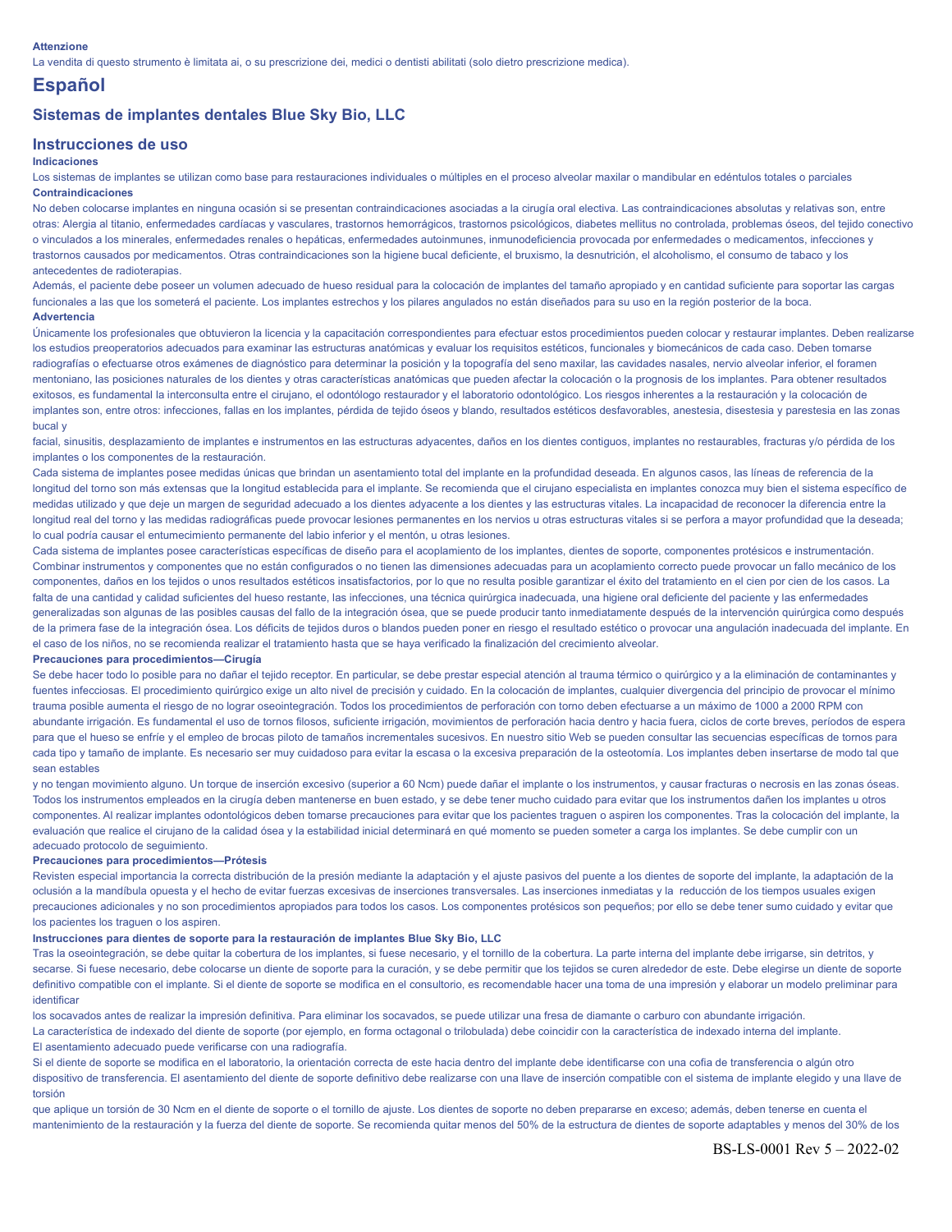**Attenzione**

La vendita di questo strumento è limitata ai, o su prescrizione dei, medici o dentisti abilitati (solo dietro prescrizione medica).

# Español

## Sistemas de implantes dentales Blue Sky Bio, LLC

## Instrucciones de uso

**Indicaciones**

Los sistemas de implantes se utilizan como base para restauraciones individuales o múltiples en el proceso alveolar maxilar o mandibular en edéntulos totales o parciales

**Contraindicaciones**

No deben colocarse implantes en ninguna ocasión si se presentan contraindicaciones asociadas a la cirugía oral electiva. Las contraindicaciones absolutas y relativas son, entre otras: Alergia al titanio, enfermedades cardíacas y vasculares, trastornos hemorrágicos, trastornos psicológicos, diabetes mellitus no controlada, problemas óseos, del tejido conectivo o vinculados a los minerales, enfermedades renales o hepáticas, enfermedades autoinmunes, inmunodeficiencia provocada por enfermedades o medicamentos, infecciones y trastornos causados por medicamentos. Otras contraindicaciones son la higiene bucal deficiente, el bruxismo, la desnutrición, el alcoholismo, el consumo de tabaco y los antecedentes de radioterapias.

Además, el paciente debe poseer un volumen adecuado de hueso residual para la colocación de implantes del tamaño apropiado y en cantidad suficiente para soportar las cargas funcionales a las que los someterá el paciente. Los implantes estrechos y los pilares angulados no están diseñados para su uso en la región posterior de la boca.

**Advertencia**

Únicamente los profesionales que obtuvieron la licencia y la capacitación correspondientes para efectuar estos procedimientos pueden colocar y restaurar implantes. Deben realizarse los estudios preoperatorios adecuados para examinar las estructuras anatómicas y evaluar los requisitos estéticos, funcionales y biomecánicos de cada caso. Deben tomarse radiografías o efectuarse otros exámenes de diagnóstico para determinar la posición y la topografía del seno maxilar, las cavidades nasales, nervio alveolar inferior, el foramen mentoniano, las posiciones naturales de los dientes y otras características anatómicas que pueden afectar la colocación o la prognosis de los implantes. Para obtener resultados exitosos, es fundamental la interconsulta entre el cirujano, el odontólogo restaurador y el laboratorio odontológico. Los riesgos inherentes a la restauración y la colocación de implantes son, entre otros: infecciones, fallas en los implantes, pérdida de tejido óseos y blando, resultados estéticos desfavorables, anestesia, disestesia y parestesia en las zonas bucal y facial, sinusitis, desplazamiento de implantes e instrumentos en las estructuras adyacentes, daños en los dientes contiguos, implantes no restaurables, fracturas y/o pérdida de los implantes o los componentes de la restauración.

Cada sistema de implantes posee medidas únicas que brindan un asentamiento total del implante en la profundidad deseada. En algunos casos, las líneas de referencia de la longitud del torno son más extensas que la longitud establecida para el implante. Se recomienda que el cirujano especialista en implantes conozca muy bien el sistema específico de medidas utilizado y que deje un margen de seguridad adecuado a los dientes adyacente a los dientes y las estructuras vitales. La incapacidad de reconocer la diferencia entre la longitud real del torno y las medidas radiográficas puede provocar lesiones permanentes en los nervios u otras estructuras vitales si se perfora a mayor profundidad que la deseada; lo cual podría causar el entumecimiento permanente del labio inferior y el mentón, u otras lesiones.

Cada sistema de implantes posee características específicas de diseño para el acoplamiento de los implantes, dientes de soporte, componentes protésicos e instrumentación. Combinar instrumentos y componentes que no están configurados o no tienen las dimensiones adecuadas para un acoplamiento correcto puede provocar un fallo mecánico de los componentes, daños en los tejidos o unos resultados estéticos insatisfactorios, por lo que no resulta posible garantizar el éxito del tratamiento en el cien por cien de los casos. La falta de una cantidad y calidad suficientes del hueso restante, las infecciones, una técnica quirúrgica inadecuada, una higiene oral deficiente del paciente y las enfermedades generalizadas son algunas de las posibles causas del fallo de la integración ósea, que se puede producir tanto inmediatamente después de la intervención quirúrgica como después de la primera fase de la integración ósea. Los déficits de tejidos duros o blandos pueden poner en riesgo el resultado estético o provocar una angulación inadecuada del implante. En el caso de los niños, no se recomienda realizar el tratamiento hasta que se haya verificado la finalización del crecimiento alveolar.

**Precauciones para procedimientos—Cirugía**

Se debe hacer todo lo posible para no dañar el tejido receptor. En particular, se debe prestar especial atención al trauma térmico o quirúrgico y a la eliminación de contaminantes y fuentes infecciosas. El procedimiento quirúrgico exige un alto nivel de precisión y cuidado. En la colocación de implantes, cualquier divergencia del principio de provocar el mínimo trauma posible aumenta el riesgo de no lograr oseointegración. Todos los procedimientos de perforación con torno deben efectuarse a un máximo de 1000 a 2000 RPM con abundante irrigación. Es fundamental el uso de tornos filosos, suficiente irrigación, movimientos de perforación hacia dentro y hacia fuera, ciclos de corte breves, períodos de espera para que el hueso se enfríe y el empleo de brocas piloto de tamaños incrementales sucesivos. En nuestro sitio Web se pueden consultar las secuencias específicas de tornos para cada tipo y tamaño de implante. Es necesario ser muy cuidadoso para evitar la escasa o la excesiva preparación de la osteotomía. Los implantes deben insertarse de modo tal que sean estables y no tengan movimiento alguno. Un torque de inserción excesivo (superior a 60 Ncm) puede dañar el implante o los instrumentos, y causar fracturas o necrosis en las zonas óseas. Todos los instrumentos empleados en la cirugía deben mantenerse en buen estado, y se debe tener mucho cuidado para evitar que los instrumentos dañen los implantes u otros componentes. Al realizar implantes odontológicos deben tomarse precauciones para evitar que los pacientes traguen o aspiren los componentes. Tras la colocación del implante, la evaluación que realice el cirujano de la calidad ósea y la estabilidad inicial determinará en qué momento se pueden someter a carga los implantes. Se debe cumplir con un adecuado protocolo de seguimiento.

**Precauciones para procedimientos—Prótesis**

Revisten especial importancia la correcta distribución de la presión mediante la adaptación y el ajuste pasivos del puente a los dientes de soporte del implante, la adaptación de la oclusión a la mandíbula opuesta y el hecho de evitar fuerzas excesivas de inserciones transversales. Las inserciones inmediatas y la reducción de los tiempos usuales exigen precauciones adicionales y no son procedimientos apropiados para todos los casos. Los componentes protésicos son pequeños; por ello se debe tener sumo cuidado y evitar que los pacientes los traguen o los aspiren.

**Instrucciones para dientes de soporte para la restauración de implantes Blue Sky Bio, LLC**

Tras la oseointegración, se debe quitar la cobertura de los implantes, si fuese necesario, y el tornillo de la cobertura. La parte interna del implante debe irrigarse, sin detritos, y secarse. Si fuese necesario, debe colocarse un diente de soporte para la curación, y se debe permitir que los tejidos se curen alrededor de este. Debe elegirse un diente de soporte definitivo compatible con el implante. Si el diente de soporte se modifica en el consultorio, es recomendable hacer una toma de una impresión y elaborar un modelo preliminar para identificar los socavados antes de realizar la impresión definitiva. Para eliminar los socavados, se puede utilizar una fresa de diamante o carburo con abundante irrigación.

La característica de indexado del diente de soporte (por ejemplo, en forma octagonal o trilobulada) debe coincidir con la característica de indexado interna del implante.

El asentamiento adecuado puede verificarse con una radiografía.

Si el diente de soporte se modifica en el laboratorio, la orientación correcta de este hacia dentro del implante debe identificarse con una cofia de transferencia o algún otro dispositivo de transferencia. El asentamiento del diente de soporte definitivo debe realizarse con una llave de inserción compatible con el sistema de implante elegido y una llave de torsión que aplique un torsión de 30 Ncm en el diente de soporte o el tornillo de ajuste. Los dientes de soporte no deben prepararse en exceso; además, deben tenerse en cuenta el mantenimiento de la restauración y la fuerza del diente de soporte. Se recomienda quitar menos del 50% de la estructura de dientes de soporte adaptables y menos del 30% de los

BS-LS-0001 Rev 5 – 2022-02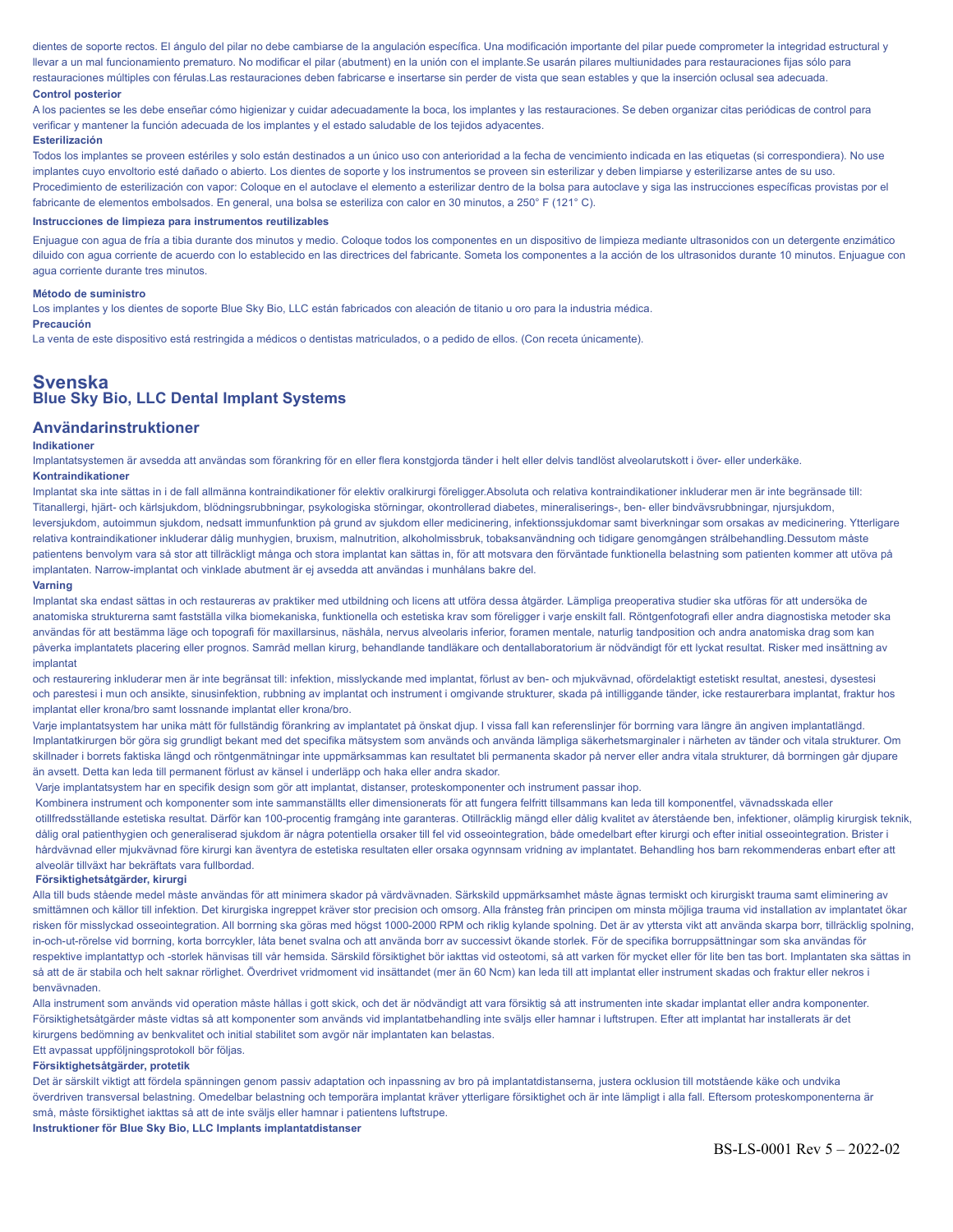dientes de soporte rectos. El ángulo del pilar no debe cambiarse de la angulación específica. Una modificación importante del pilar puede comprometer la integridad estructural y llevar a un mal funcionamiento prematuro. No modificar el pilar (abutment) en la unión con el implante.Se usarán pilares multiunidades para restauraciones fijas sólo para restauraciones múltiples con férulas.Las restauraciones deben fabricarse e insertarse sin perder de vista que sean estables y que la inserción oclusal sea adecuada.

**Control posterior**

A los pacientes se les debe enseñar cómo higienizar y cuidar adecuadamente la boca, los implantes y las restauraciones. Se deben organizar citas periódicas de control para verificar y mantener la función adecuada de los implantes y el estado saludable de los tejidos adyacentes.

**Esterilización**

Todos los implantes se proveen estériles y solo están destinados a un único uso con anterioridad a la fecha de vencimiento indicada en las etiquetas (si correspondiera). No use implantes cuyo envoltorio esté dañado o abierto. Los dientes de soporte y los instrumentos se proveen sin esterilizar y deben limpiarse y esterilizarse antes de su uso. Procedimiento de esterilización con vapor: Coloque en el autoclave el elemento a esterilizar dentro de la bolsa para autoclave y siga las instrucciones específicas provistas por el fabricante de elementos embolsados. En general, una bolsa se esteriliza con calor en 30 minutos, a 250° F (121° C).

**Instrucciones de limpieza para instrumentos reutilizables**

Enjuague con agua de fría a tibia durante dos minutos y medio. Coloque todos los componentes en un dispositivo de limpieza mediante ultrasonidos con un detergente enzimático diluido con agua corriente de acuerdo con lo establecido en las directrices del fabricante. Someta los componentes a la acción de los ultrasonidos durante 10 minutos. Enjuague con agua corriente durante tres minutos.

**Método de suministro**

Los implantes y los dientes de soporte Blue Sky Bio, LLC están fabricados con aleación de titanio u oro para la industria médica.

**Precaución**

La venta de este dispositivo está restringida a médicos o dentistas matriculados, o a pedido de ellos. (Con receta únicamente).

# Svenska
## Blue Sky Bio, LLC Dental Implant Systems

## Användarinstruktioner

**Indikationer**

Implantatsystemen är avsedda att användas som förankring för en eller flera konstgjorda tänder i helt eller delvis tandlöst alveolarutskott i över- eller underkäke.

**Kontraindikationer**

Implantat ska inte sättas in i de fall allmänna kontraindikationer för elektiv oralkirurgi föreligger.Absoluta och relativa kontraindikationer inkluderar men är inte begränsade till: Titanallergi, hjärt- och kärlsjukdom, blödningsrubbningar, psykologiska störningar, okontrollerad diabetes, mineraliserings-, ben- eller bindvävsrubbningar, njursjukdom, leversjukdom, autoimmun sjukdom, nedsatt immunfunktion på grund av sjukdom eller medicinering, infektionssjukdomar samt biverkningar som orsakas av medicinering. Ytterligare relativa kontraindikationer inkluderar dålig munhygien, bruxism, malnutrition, alkoholmissbruk, tobaksanvändning och tidigare genomgången strålbehandling.Dessutom måste patientens benvolym vara så stor att tillräckligt många och stora implantat kan sättas in, för att motsvara den förväntade funktionella belastning som patienten kommer att utöva på implantaten. Narrow-implantat och vinklade abutment är ej avsedda att användas i munhålans bakre del.

**Varning**

Implantat ska endast sättas in och restaureras av praktiker med utbildning och licens att utföra dessa åtgärder. Lämpliga preoperativa studier ska utföras för att undersöka de anatomiska strukturerna samt fastställa vilka biomekaniska, funktionella och estetiska krav som föreligger i varje enskilt fall. Röntgenfotografi eller andra diagnostiska metoder ska användas för att bestämma läge och topografi för maxillarsinus, näshåla, nervus alveolaris inferior, foramen mentale, naturlig tandposition och andra anatomiska drag som kan påverka implantatets placering eller prognos. Samråd mellan kirurg, behandlande tandläkare och dentallaboratorium är nödvändigt för ett lyckat resultat. Risker med insättning av implantat och restaurering inkluderar men är inte begränsat till: infektion, misslyckande med implantat, förlust av ben- och mjukvävnad, ofördelaktigt estetiskt resultat, anestesi, dysestesi och parestesi i mun och ansikte, sinusinfektion, rubbning av implantat och instrument i omgivande strukturer, skada på intilliggande tänder, icke restaurerbara implantat, fraktur hos implantat eller krona/bro samt lossnande implantat eller krona/bro.

Varje implantatsystem har unika mått för fullständig förankring av implantatet på önskat djup. I vissa fall kan referenslinjer för borrning vara längre än angiven implantatlängd. Implantatkirurgen bör göra sig grundligt bekant med det specifika mätsystem som används och använda lämpliga säkerhetsmarginaler i närheten av tänder och vitala strukturer. Om skillnader i borrets faktiska längd och röntgenmätningar inte uppmärksammas kan resultatet bli permanenta skador på nerver eller andra vitala strukturer, då borrningen går djupare än avsett. Detta kan leda till permanent förlust av känsel i underläpp och haka eller andra skador.

Varje implantatsystem har en specifik design som gör att implantat, distanser, proteskomponenter och instrument passar ihop.

Kombinera instrument och komponenter som inte sammanställts eller dimensionerats för att fungera felfritt tillsammans kan leda till komponentfel, vävnadsskada eller otillfredsställande estetiska resultat. Därför kan 100-procentig framgång inte garanteras. Otillräcklig mängd eller dålig kvalitet av återstående ben, infektioner, olämplig kirurgisk teknik, dålig oral patienthygien och generaliserad sjukdom är några potentiella orsaker till fel vid osseointegration, både omedelbart efter kirurgi och efter initial osseointegration. Brister i hårdvävnad eller mjukvävnad före kirurgi kan äventyra de estetiska resultaten eller orsaka ogynnsam vridning av implantatet. Behandling hos barn rekommenderas enbart efter att alveolär tillväxt har bekräftats vara fullbordad.

**Försiktighetsåtgärder, kirurgi**

Alla till buds stående medel måste användas för att minimera skador på värdvävnaden. Särskild uppmärksamhet måste ägnas termiskt och kirurgiskt trauma samt eliminering av smittämnen och källor till infektion. Det kirurgiska ingreppet kräver stor precision och omsorg. Alla frånsteg från principen om minsta möjliga trauma vid installation av implantatet ökar risken för misslyckad osseointegration. All borrning ska göras med högst 1000-2000 RPM och riklig kylande spolning. Det är av yttersta vikt att använda skarpa borr, tillräcklig spolning, in-och-ut-rörelse vid borrning, korta borrcykler, låta benet svalna och att använda borr av successivt ökande storlek. För de specifika borruppsättningar som ska användas för respektive implantattyp och -storlek hänvisas till vår hemsida. Särskild försiktighet bör iakttas vid osteotomi, så att varken för mycket eller för lite ben tas bort. Implantaten ska sättas in så att de är stabila och helt saknar rörlighet. Överdrivet vridmoment vid insättandet (mer än 60 Ncm) kan leda till att implantat eller instrument skadas och fraktur eller nekros i benvävnaden.

Alla instrument som används vid operation måste hållas i gott skick, och det är nödvändigt att vara försiktig så att instrumenten inte skadar implantat eller andra komponenter. Försiktighetsåtgärder måste vidtas så att komponenter som används vid implantatbehandling inte sväljs eller hamnar i luftstrupen. Efter att implantat har installerats är det kirurgens bedömning av benkvalitet och initial stabilitet som avgör när implantaten kan belastas.

Ett avpassat uppföljningsprotokoll bör följas.

**Försiktighetsåtgärder, protetik**

Det är särskilt viktigt att fördela spänningen genom passiv adaptation och inpassning av bro på implantatdistanserna, justera ocklusion till motstående käke och undvika överdriven transversal belastning. Omedelbar belastning och temporära implantat kräver ytterligare försiktighet och är inte lämpligt i alla fall. Eftersom proteskomponenterna är små, måste försiktighet iakttas så att de inte sväljs eller hamnar i patientens luftstrupe.

**Instruktioner för Blue Sky Bio, LLC Implants implantatdistanser**

BS-LS-0001 Rev 5 – 2022-02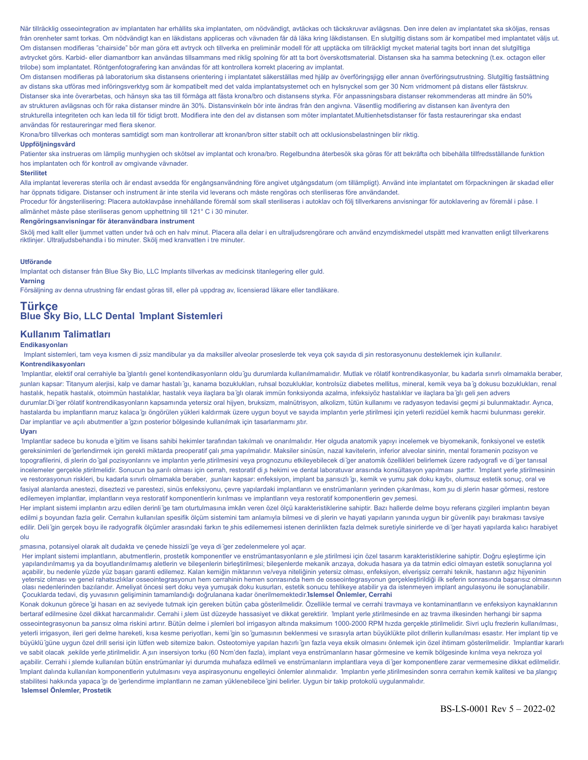När tillräcklig osseointegration av implantaten har erhållits ska implantaten, om nödvändigt, avtäckas och täckskruvar avlägsnas. Den inre delen av implantatet ska sköljas, rensas från orenheter samt torkas. Om nödvändigt kan en läkdistans appliceras och vävnaden får då läka kring läkdistansen. En slutgiltig distans som är kompatibel med implantatet väljs ut. Om distansen modifieras "chairside" bör man göra ett avtryck och tillverka en preliminär modell för att upptäcka om tillräckligt mycket material tagits bort innan det slutgiltiga avtrycket görs. Karbid- eller diamantborr kan användas tillsammans med riklig spolning för att ta bort överskottsmaterial. Distansen ska ha samma beteckning (t.ex. octagon eller trilobe) som implantatet. Röntgenfotografering kan användas för att kontrollera korrekt placering av implantat.

Om distansen modifieras på laboratorium ska distansens orientering i implantatet säkerställas med hjälp av överföringsjigg eller annan överföringsutrustning. Slutgiltig fastsättning av distans ska utföras med införingsverktyg som är kompatibelt med det valda implantatsystemet och en hylsnyckel som ger 30 Ncm vridmoment på distans eller fästskruv. Distanser ska inte överarbetas, och hänsyn ska tas till förmåga att fästa krona/bro och distansens styrka. För anpassningsbara distanser rekommenderas att mindre än 50% av strukturen avlägsnas och för raka distanser mindre än 30%. Distansvinkeln bör inte ändras från den angivna. Väsentlig modifiering av distansen kan äventyra den strukturella integriteten och kan leda till för tidigt brott. Modifiera inte den del av distansen som möter implantatet.Multienhetsdistanser för fasta restaureringar ska endast användas för restaureringar med flera skenor.

Krona/bro tillverkas och monteras samtidigt som man kontrollerar att kronan/bron sitter stabilt och att ocklusionsbelastningen blir riktig.

**Uppföljningsvård**

Patienter ska instrueras om lämplig munhygien och skötsel av implantat och krona/bro. Regelbundna återbesök ska göras för att bekräfta och bibehålla tillfredsställande funktion hos implantaten och för kontroll av omgivande vävnader.

**Sterilitet**

Alla implantat levereras sterila och är endast avsedda för engångsanvändning före angivet utgångsdatum (om tillämpligt). Använd inte implantatet om förpackningen är skadad eller har öppnats tidigare. Distanser och instrument är inte sterila vid leverans och måste rengöras och steriliseras före användandet.

Procedur för ångsterilisering: Placera autoklavpåse innehållande föremål som skall steriliseras i autoklav och följ tillverkarens anvisningar för autoklavering av föremål i påse. I allmänhet måste påse steriliseras genom upphettning till 121° C i 30 minuter.

**Rengöringsanvisningar för återanvändbara instrument**

Skölj med kallt eller ljummet vatten under två och en halv minut. Placera alla delar i en ultraljudsrengörare och använd enzymdiskmedel utspätt med kranvatten enligt tillverkarens riktlinjer. Ultraljudsbehandla i tio minuter. Skölj med kranvatten i tre minuter.

**Utförande**

Implantat och distanser från Blue Sky Bio, LLC Implants tillverkas av medicinsk titanlegering eller guld.

**Varning**

Försäljning av denna utrustning får endast göras till, eller på uppdrag av, licensierad läkare eller tandläkare.

# Türkçe

## Blue Sky Bio, LLC Dental İmplant Sistemleri

## Kullanım Talimatları

**Endikasyonları**

İmplant sistemleri, tam veya kısmen dişsiz mandibular ya da maksiller alveolar proseslerde tek veya çok sayıda dişin restorasyonunu desteklemek için kullanılır.

**Kontrendikasyonları**

İmplantlar, elektif oral cerrahiyle bağlantılı genel kontendikasyonların olduğu durumlarda kullanılmamalıdır. Mutlak ve rölatif kontrendikasyonlar, bu kadarla sınırlı olmamakla beraber, şunları kapsar: Titanyum alerjisi, kalp ve damar hastalığı, kanama bozuklukları, ruhsal bozukluklar, kontrolsüz diabetes mellitus, mineral, kemik veya bağ dokusu bozuklukları, renal hastalık, hepatik hastalık, otoimmün hastalıklar, hastalık veya ilaçlara bağlı olarak immün fonksiyonda azalma, infeksiyöz hastalıklar ve ilaçlara bağlı gelişen advers durumlar.Diğer rölatif kontrendikasyonların kapsamında yetersiz oral hijyen, bruksizm, malnütrisyon, alkolizm, tütün kullanımı ve radyasyon tedavisi geçmişi bulunmaktadır. Ayrıca, hastalarda bu implantların maruz kalacağı öngörülen yükleri kaldırmak üzere uygun boyut ve sayıda implantın yerleştirilmesi için yeterli rezidüel kemik hacmi bulunması gerekir. Dar implantlar ve açılı abutmentler ağzın posterior bölgesinde kullanılmak için tasarlanmamıştır.

**Uyarı**

İmplantlar sadece bu konuda eğitim ve lisans sahibi hekimler tarafından takılmalı ve onarılmalıdır. Her olguda anatomik yapıyı incelemek ve biyomekanik, fonksiyonel ve estetik gereksinimleri değerlendirmek için gerekli miktarda preoperatif çalışma yapılmalıdır. Maksiler sinüsün, nazal kavitelerin, inferior alveolar sinirin, mental foramenin pozisyon ve topografilerini, dişlerin doğal pozisyonlarını ve implantın yerleştirilmesini veya prognozunu etkileyebilecek diğer anatomik özellikleri belirlemek üzere radyografi ve diğer tanısal incelemeler gerçekleştirilmelidir. Sonucun başarılı olması için cerrah, restoratif diş hekimi ve dental laboratuvar arasında konsültasyon yapılması şarttır. İmplant yerleştirilmesinin ve restorasyonun riskleri, bu kadarla sınırlı olmamakla beraber, şunları kapsar: enfeksiyon, implant başarısızlığı, kemik ve yumuşak doku kaybı, olumsuz estetik sonuç, oral ve fasiyal alanlarda anestezi, diseztezi ve parestezi, sinüs enfeksiyonu, çevre yapılardaki implantların ve enstrümanların yerinden çıkarılması, komşu dişlerin hasar görmesi, restore edilemeyen implantlar, implantların veya restoratif komponentlerin kırılması ve implantların veya restoratif komponentlerin gevşemesi.

Her implant sistemi implantın arzu edilen derinliğe tam oturtulmasına imkân veren özel ölçü karakteristiklerine sahiptir. Bazı hallerde delme boyu referans çizgileri implantın beyan edilmiş boyundan fazla gelir. Cerrahın kullanılan spesifik ölçüm sistemini tam anlamıyla bilmesi ve dişlerin ve hayati yapıların yanında uygun bir güvenlik payı bırakması tavsiye edilir. Deliğin gerçek boyu ile radyografik ölçümler arasındaki farkın teşhis edilememesi istenen derinlikten fazla delmek suretiyle sinirlerde ve diğer hayati yapılarda kalıcı harabiyet oluşmasına, potansiyel olarak alt dudakta ve çenede hissizliğe veya diğer zedelenmelere yol açar.

Her implant sistemi implantların, abutmentlerin, prostetik komponentler ve enstrümantasyonların eşleştirilmesi için özel tasarım karakteristiklerine sahiptir. Doğru eşleştirme için yapılandırılmamış ya da boyutlandırılmamış aletlerin ve bileşenlerin birleştirilmesi; bileşenlerde mekanik arızaya, dokuda hasara ya da tatmin edici olmayan estetik sonuçlarına yol açabilir, bu nedenle yüzde yüz başarı garanti edilemez. Kalan kemiğin miktarının ve/veya niteliğinin yetersiz olması, enfeksiyon, elverişsiz cerrahi teknik, hastanın ağız hijyeninin yetersiz olması ve genel rahatsızlıklar osseointegrasyonun hem cerrahinin hemen sonrasında hem de osseointegrasyonun gerçekleştirildiği ilk seferin sonrasında başarısız olmasının olası nedenlerinden bazılarıdır. Ameliyat öncesi sert doku veya yumuşak doku kusurları, estetik sonucu tehlikeye atabilir ya da istenmeyen implant angulasyonu ile sonuçlanabilir. Çocuklarda tedavi, diş yuvasının gelişiminin tamamlandığı doğrulanana kadar önerilmemektedir.

**İşlemsel Önlemler, Cerrahi**

Konak dokunun göreceği hasarı en az seviyede tutmak için gereken bütün çaba gösterilmelidir. Özellikle termal ve cerrahi travmaya ve kontaminantların ve enfeksiyon kaynaklarının bertaraf edilmesine özel dikkat harcanmalıdır. Cerrahi işlem üst düzeyde hassasiyet ve dikkat gerektirir. İmplant yerleştirilmesinde en az travma ilkesinden herhangi bir sapma osseointegrasyonun başarısız olma riskini artırır. Bütün delme işlemleri bol irrigasyon altında maksimum 1000-2000 RPM hızda gerçekleştirilmelidir. Sivri uçlu frezlerin kullanılması, yeterli irrigasyon, ileri geri delme hareketi, kısa kesme periyotları, kemiğin soğumasının beklenmesi ve sırasıyla artan büyüklükte pilot drillerin kullanılması esastır. Her implant tip ve büyüklüğüne uygun özel drill serisi için lütfen web sitemize bakın. Osteotomiye yapılan hazırlığın fazla veya eksik olmasını önlemek için özel ihtimam gösterilmelidir. İmplantlar kararlı ve sabit olacak şekilde yerleştirilmelidir. Aşırı insersiyon torku (60 Ncm'den fazla), implant veya enstrümanların hasar görmesine ve kemik bölgesinde kırılma veya nekroza yol açabilir. Cerrahi işlemde kullanılan bütün enstrümanlar iyi durumda muhafaza edilmeli ve enstrümanların implantlara veya diğer komponentlere zarar vermemesine dikkat edilmelidir. İmplant dalında kullanılan komponentlerin yutulmasını veya aspirasyonunu engelleyici önlemler alınmalıdır. İmplantın yerleştirilmesinden sonra cerrahın kemik kalitesi ve başlangıç stabilitesi hakkında yapacağı değerlendirme implantların ne zaman yüklenebileceğini belirler. Uygun bir takip protokolü uygulanmalıdır.

**İşlemsel Önlemler, Prostetik**

BS-LS-0001 Rev 5 – 2022-02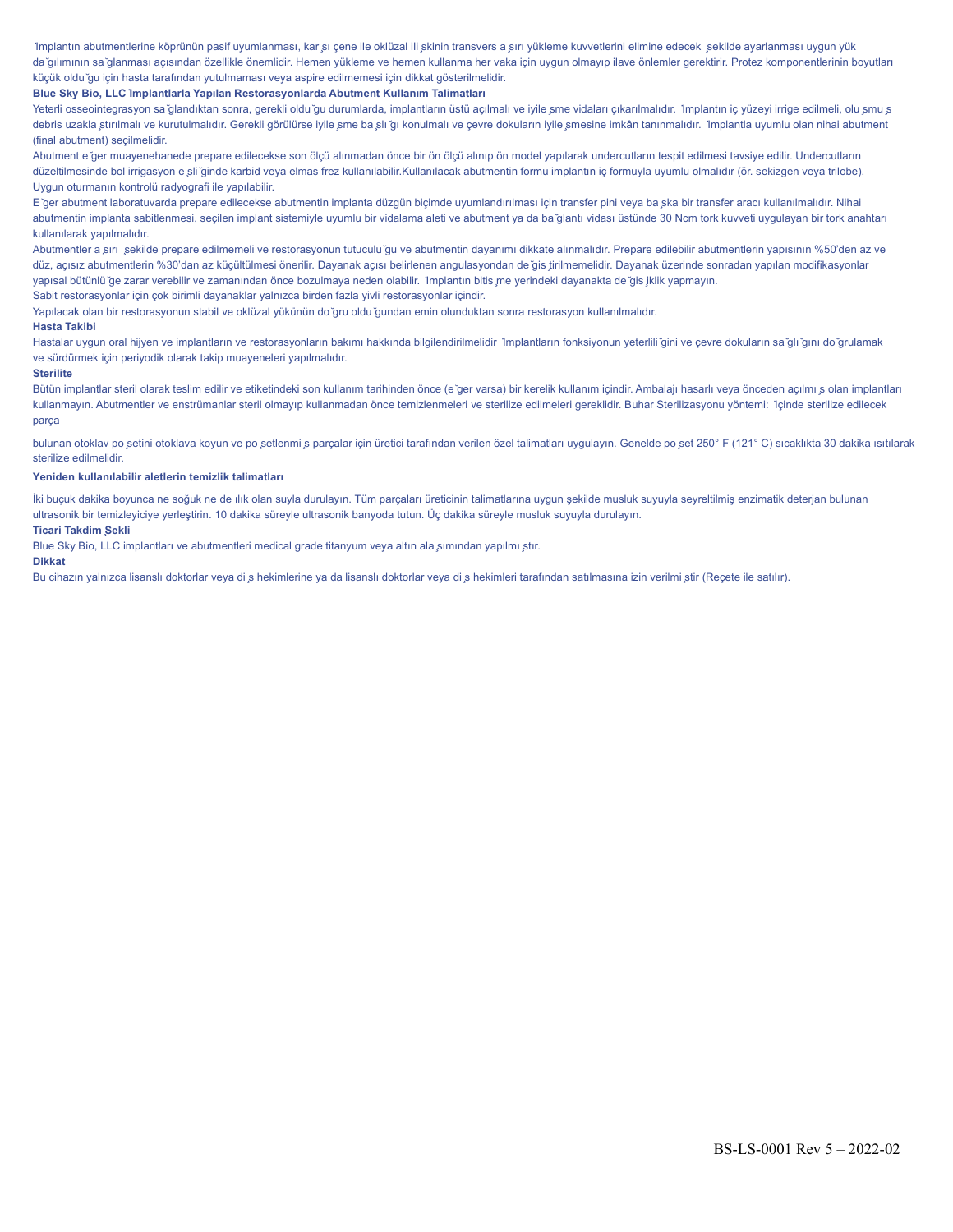İmplantın abutmentlerine köprünün pasif uyumlanması, karşı çene ile oklüzal ilişkinin transvers aşırı yükleme kuvvetlerini elimine edecek şekilde ayarlanması uygun yük dağılımının sağlanması açısından özellikle önemlidir. Hemen yükleme ve hemen kullanma her vaka için uygun olmayıp ilave önlemler gerektirir. Protez komponentlerinin boyutları küçük olduğu için hasta tarafından yutulmaması veya aspire edilmemesi için dikkat gösterilmelidir.

**Blue Sky Bio, LLC İmplantlarla Yapılan Restorasyonlarda Abutment Kullanım Talimatları**

Yeterli osseointegrasyon sağlandıktan sonra, gerekli olduğu durumlarda, implantların üstü açılmalı ve iyileşme vidaları çıkarılmalıdır. İmplantın iç yüzeyi irrige edilmeli, oluşmuş debris uzaklaştırılmalı ve kurutulmalıdır. Gerekli görülürse iyileşme başlığı konulmalı ve çevre dokuların iyileşmesine imkân tanınmalıdır. İmplantla uyumlu olan nihai abutment (final abutment) seçilmelidir.

Abutment eğer muayenehanede prepare edilecekse son ölçü alınmadan önce bir ön ölçü alınıp ön model yapılarak undercutların tespit edilmesi tavsiye edilir. Undercutların düzeltilmesinde bol irrigasyon eşliğinde karbid veya elmas frez kullanılabilir.Kullanılacak abutmentin formu implantın iç formuyla uyumlu olmalıdır (ör. sekizgen veya trilobe). Uygun oturmanın kontrolü radyografi ile yapılabilir.

Eğer abutment laboratuvarda prepare edilecekse abutmentin implanta düzgün biçimde uyumlandırılması için transfer pini veya başka bir transfer aracı kullanılmalıdır. Nihai abutmentin implanta sabitlenmesi, seçilen implant sistemiyle uyumlu bir vidalama aleti ve abutment ya da bağlantı vidası üstünde 30 Ncm tork kuvveti uygulayan bir tork anahtarı kullanılarak yapılmalıdır.

Abutmentler aşırı şekilde prepare edilmemeli ve restorasyonun tutuculuğu ve abutmentin dayanımı dikkate alınmalıdır. Prepare edilebilir abutmentlerin yapısının %50'den az ve düz, açısız abutmentlerin %30'dan az küçültülmesi önerilir. Dayanak açısı belirlenen angulasyondan değiştirilmemelidir. Dayanak üzerinde sonradan yapılan modifikasyonlar yapısal bütünlüğe zarar verebilir ve zamanından önce bozulmaya neden olabilir. İmplantın bitişme yerindeki dayanakta değişiklik yapmayın.

Sabit restorasyonlar için çok birimli dayanaklar yalnızca birden fazla yivli restorasyonlar içindir.

Yapılacak olan bir restorasyonun stabil ve oklüzal yükünün doğru olduğundan emin olunduktan sonra restorasyon kullanılmalıdır.

**Hasta Takibi**

Hastalar uygun oral hijyen ve implantların ve restorasyonların bakımı hakkında bilgilendirilmelidir. İmplantların fonksiyonun yeterliliğini ve çevre dokuların sağlığını doğrulamak ve sürdürmek için periyodik olarak takip muayeneleri yapılmalıdır.

**Sterilite**

Bütün implantlar steril olarak teslim edilir ve etiketindeki son kullanım tarihinden önce (eğer varsa) bir kerelik kullanım içindir. Ambalajı hasarlı veya önceden açılmış olan implantları kullanmayın. Abutmentler ve enstrümanlar steril olmayıp kullanmadan önce temizlenmeleri ve sterilize edilmeleri gereklidir. Buhar Sterilizasyonu yöntemi: İçinde sterilize edilecek parça

bulunan otoklav poşetini otoklava koyun ve poşetlenmiş parçalar için üretici tarafından verilen özel talimatları uygulayın. Genelde poşet 250° F (121° C) sıcaklıkta 30 dakika ısıtılarak sterilize edilmelidir.

**Yeniden kullanılabilir aletlerin temizlik talimatları**

İki buçuk dakika boyunca ne soğuk ne de ılık olan suyla durulayın. Tüm parçaları üreticinin talimatlarına uygun şekilde musluk suyuyla seyreltilmiş enzimatik deterjan bulunan ultrasonik bir temizleyiciye yerleştirin. 10 dakika süreyle ultrasonik banyoda tutun. Üç dakika süreyle musluk suyuyla durulayın.

**Ticari Takdim Şekli**

Blue Sky Bio, LLC implantları ve abutmentleri medical grade titanyum veya altın alaşımından yapılmıştır.

**Dikkat**

Bu cihazın yalnızca lisanslı doktorlar veya diş hekimlerine ya da lisanslı doktorlar veya diş hekimleri tarafından satılmasına izin verilmiştir (Reçete ile satılır).

BS-LS-0001 Rev 5 – 2022-02